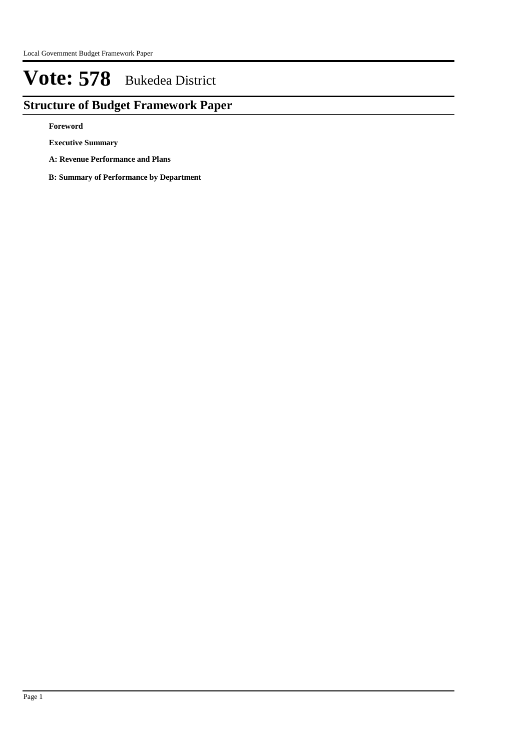# Vote: 578 Bukedea District

## Structure of Budget Framework Paper

**Foreword**

**Executive Summary**

**A: Revenue Performance and Plans**

**B: Summary of Performance by Department**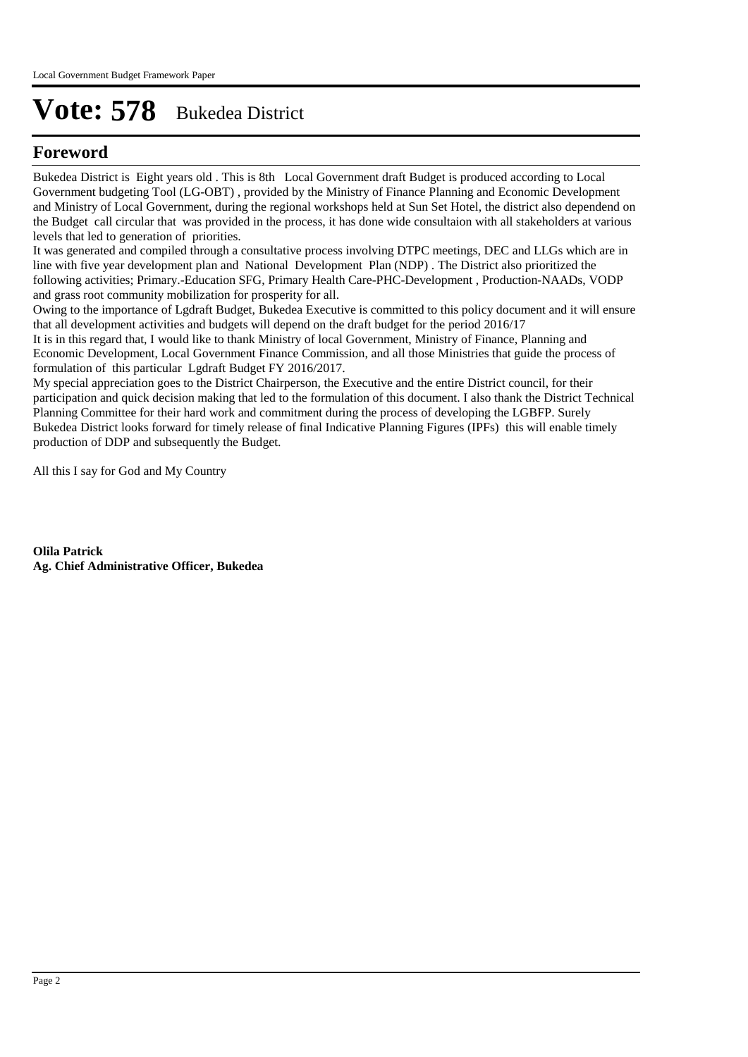# Vote: 578 Bukedea District

## Foreword

Bukedea District is Eight years old . This is 8th Local Government draft Budget is produced according to Local Government budgeting Tool (LG-OBT) , provided by the Ministry of Finance Planning and Economic Development and Ministry of Local Government, during the regional workshops held at Sun Set Hotel, the district also dependend on the Budget call circular that was provided in the process, it has done wide consultaion with all stakeholders at various levels that led to generation of priorities.

It was generated and compiled through a consultative process involving DTPC meetings, DEC and LLGs which are in line with five year development plan and National Development Plan (NDP) . The District also prioritized the following activities; Primary.-Education SFG, Primary Health Care-PHC-Development , Production-NAADs, VODP and grass root community mobilization for prosperity for all.

Owing to the importance of Lgdraft Budget, Bukedea Executive is committed to this policy document and it will ensure that all development activities and budgets will depend on the draft budget for the period 2016/17

It is in this regard that, I would like to thank Ministry of local Government, Ministry of Finance, Planning and Economic Development, Local Government Finance Commission, and all those Ministries that guide the process of formulation of this particular Lgdraft Budget FY 2016/2017.

My special appreciation goes to the District Chairperson, the Executive and the entire District council, for their participation and quick decision making that led to the formulation of this document. I also thank the District Technical Planning Committee for their hard work and commitment during the process of developing the LGBFP. Surely Bukedea District looks forward for timely release of final Indicative Planning Figures (IPFs) this will enable timely production of DDP and subsequently the Budget.

All this I say for God and My Country

**Olila Patrick**
**Ag. Chief Administrative Officer, Bukedea**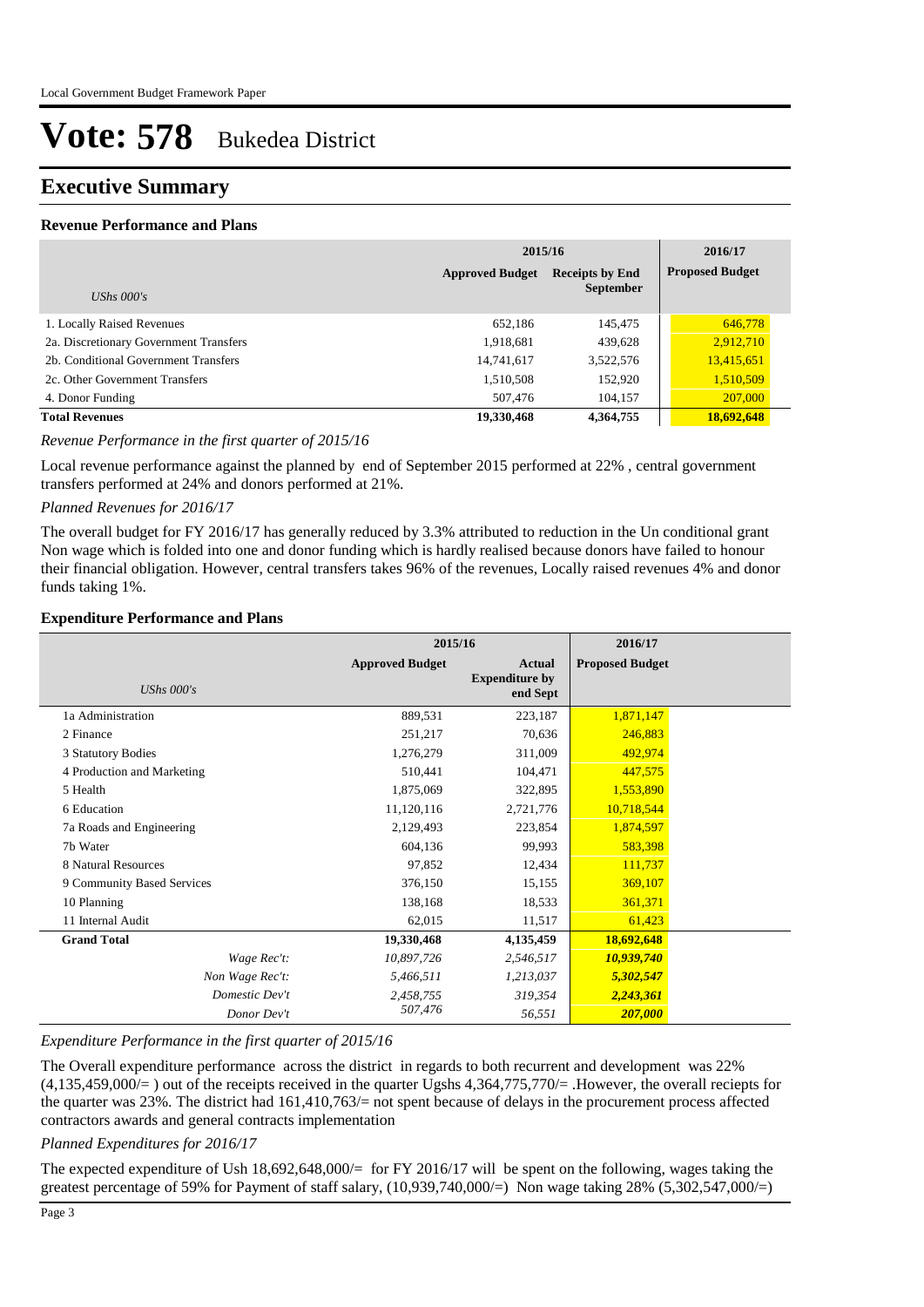# Vote: 578 Bukedea District

## Executive Summary

### Revenue Performance and Plans

| UShs 000's | 2015/16 Approved Budget | 2015/16 Receipts by End September | 2016/17 Proposed Budget |
|---|---|---|---|
| 1. Locally Raised Revenues | 652,186 | 145,475 | 646,778 |
| 2a. Discretionary Government Transfers | 1,918,681 | 439,628 | 2,912,710 |
| 2b. Conditional Government Transfers | 14,741,617 | 3,522,576 | 13,415,651 |
| 2c. Other Government Transfers | 1,510,508 | 152,920 | 1,510,509 |
| 4. Donor Funding | 507,476 | 104,157 | 207,000 |
| **Total Revenues** | **19,330,468** | **4,364,755** | **18,692,648** |

*Revenue Performance in the first quarter of 2015/16*

Local revenue performance against the planned by end of September 2015 performed at 22% , central government transfers performed at 24% and donors performed at 21%.

*Planned Revenues for 2016/17*

The overall budget for FY 2016/17 has generally reduced by 3.3% attributed to reduction in the Un conditional grant Non wage which is folded into one and donor funding which is hardly realised because donors have failed to honour their financial obligation. However, central transfers takes 96% of the revenues, Locally raised revenues 4% and donor funds taking 1%.

### Expenditure Performance and Plans

| UShs 000's | 2015/16 Approved Budget | 2015/16 Actual Expenditure by end Sept | 2016/17 Proposed Budget |
|---|---|---|---|
| 1a Administration | 889,531 | 223,187 | 1,871,147 |
| 2 Finance | 251,217 | 70,636 | 246,883 |
| 3 Statutory Bodies | 1,276,279 | 311,009 | 492,974 |
| 4 Production and Marketing | 510,441 | 104,471 | 447,575 |
| 5 Health | 1,875,069 | 322,895 | 1,553,890 |
| 6 Education | 11,120,116 | 2,721,776 | 10,718,544 |
| 7a Roads and Engineering | 2,129,493 | 223,854 | 1,874,597 |
| 7b Water | 604,136 | 99,993 | 583,398 |
| 8 Natural Resources | 97,852 | 12,434 | 111,737 |
| 9 Community Based Services | 376,150 | 15,155 | 369,107 |
| 10 Planning | 138,168 | 18,533 | 361,371 |
| 11 Internal Audit | 62,015 | 11,517 | 61,423 |
| **Grand Total** | **19,330,468** | **4,135,459** | **18,692,648** |
| *Wage Rec't:* | *10,897,726* | *2,546,517* | ***10,939,740*** |
| *Non Wage Rec't:* | *5,466,511* | *1,213,037* | ***5,302,547*** |
| *Domestic Dev't* | *2,458,755* | *319,354* | ***2,243,361*** |
| *Donor Dev't* | *507,476* | *56,551* | ***207,000*** |

*Expenditure Performance in the first quarter of 2015/16*

The Overall expenditure performance across the district in regards to both recurrent and development was 22% (4,135,459,000/= ) out of the receipts received in the quarter Ugshs 4,364,775,770/= .However, the overall reciepts for the quarter was 23%. The district had 161,410,763/= not spent because of delays in the procurement process affected contractors awards and general contracts implementation

*Planned Expenditures for 2016/17*

The expected expenditure of Ush 18,692,648,000/= for FY 2016/17 will be spent on the following, wages taking the greatest percentage of 59% for Payment of staff salary, (10,939,740,000/=) Non wage taking 28% (5,302,547,000/=)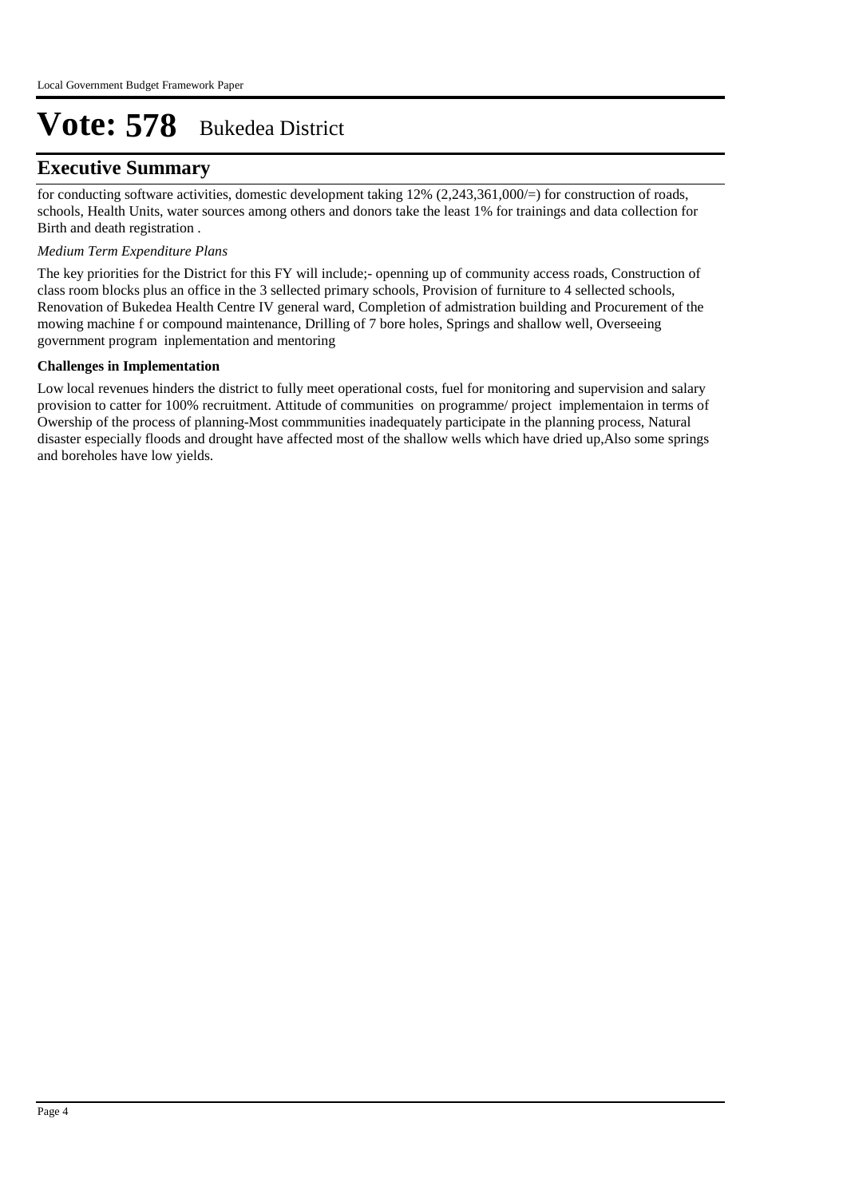# Vote: 578 Bukedea District

## Executive Summary

for conducting software activities, domestic development taking 12% (2,243,361,000/=) for construction of roads, schools, Health Units, water sources among others and donors take the least 1% for trainings and data collection for Birth and death registration .

*Medium Term Expenditure Plans*

The key priorities for the District for this FY will include;- openning up of community access roads, Construction of class room blocks plus an office in the 3 sellected primary schools, Provision of furniture to 4 sellected schools, Renovation of Bukedea Health Centre IV general ward, Completion of admistration building and Procurement of the mowing machine f or compound maintenance, Drilling of 7 bore holes, Springs and shallow well, Overseeing government program inplementation and mentoring

**Challenges in Implementation**

Low local revenues hinders the district to fully meet operational costs, fuel for monitoring and supervision and salary provision to catter for 100% recruitment. Attitude of communities on programme/ project implementaion in terms of Owership of the process of planning-Most commmunities inadequately participate in the planning process, Natural disaster especially floods and drought have affected most of the shallow wells which have dried up,Also some springs and boreholes have low yields.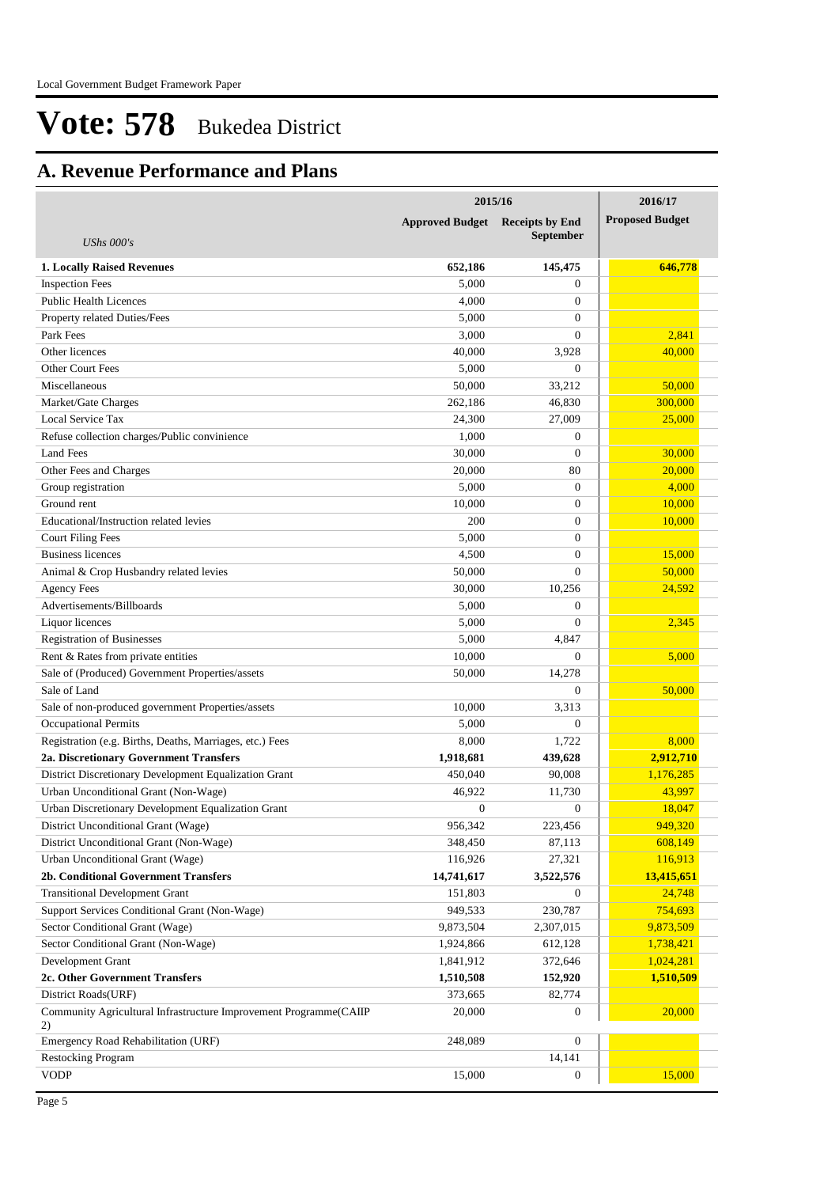# Vote: 578 Bukedea District

## A. Revenue Performance and Plans

| UShs 000's | 2015/16 | | 2016/17 |
|---|---|---|---|
| | Approved Budget | Receipts by End September | Proposed Budget |
| **1. Locally Raised Revenues** | **652,186** | **145,475** | **646,778** |
| Inspection Fees | 5,000 | 0 | |
| Public Health Licences | 4,000 | 0 | |
| Property related Duties/Fees | 5,000 | 0 | |
| Park Fees | 3,000 | 0 | 2,841 |
| Other licences | 40,000 | 3,928 | 40,000 |
| Other Court Fees | 5,000 | 0 | |
| Miscellaneous | 50,000 | 33,212 | 50,000 |
| Market/Gate Charges | 262,186 | 46,830 | 300,000 |
| Local Service Tax | 24,300 | 27,009 | 25,000 |
| Refuse collection charges/Public convinience | 1,000 | 0 | |
| Land Fees | 30,000 | 0 | 30,000 |
| Other Fees and Charges | 20,000 | 80 | 20,000 |
| Group registration | 5,000 | 0 | 4,000 |
| Ground rent | 10,000 | 0 | 10,000 |
| Educational/Instruction related levies | 200 | 0 | 10,000 |
| Court Filing Fees | 5,000 | 0 | |
| Business licences | 4,500 | 0 | 15,000 |
| Animal & Crop Husbandry related levies | 50,000 | 0 | 50,000 |
| Agency Fees | 30,000 | 10,256 | 24,592 |
| Advertisements/Billboards | 5,000 | 0 | |
| Liquor licences | 5,000 | 0 | 2,345 |
| Registration of Businesses | 5,000 | 4,847 | |
| Rent & Rates from private entities | 10,000 | 0 | 5,000 |
| Sale of (Produced) Government Properties/assets | 50,000 | 14,278 | |
| Sale of Land | | 0 | 50,000 |
| Sale of non-produced government Properties/assets | 10,000 | 3,313 | |
| Occupational Permits | 5,000 | 0 | |
| Registration (e.g. Births, Deaths, Marriages, etc.) Fees | 8,000 | 1,722 | 8,000 |
| **2a. Discretionary Government Transfers** | **1,918,681** | **439,628** | **2,912,710** |
| District Discretionary Development Equalization Grant | 450,040 | 90,008 | 1,176,285 |
| Urban Unconditional Grant (Non-Wage) | 46,922 | 11,730 | 43,997 |
| Urban Discretionary Development Equalization Grant | 0 | 0 | 18,047 |
| District Unconditional Grant (Wage) | 956,342 | 223,456 | 949,320 |
| District Unconditional Grant (Non-Wage) | 348,450 | 87,113 | 608,149 |
| Urban Unconditional Grant (Wage) | 116,926 | 27,321 | 116,913 |
| **2b. Conditional Government Transfers** | **14,741,617** | **3,522,576** | **13,415,651** |
| Transitional Development Grant | 151,803 | 0 | 24,748 |
| Support Services Conditional Grant (Non-Wage) | 949,533 | 230,787 | 754,693 |
| Sector Conditional Grant (Wage) | 9,873,504 | 2,307,015 | 9,873,509 |
| Sector Conditional Grant (Non-Wage) | 1,924,866 | 612,128 | 1,738,421 |
| Development Grant | 1,841,912 | 372,646 | 1,024,281 |
| **2c. Other Government Transfers** | **1,510,508** | **152,920** | **1,510,509** |
| District Roads(URF) | 373,665 | 82,774 | |
| Community Agricultural Infrastructure Improvement Programme(CAIIP 2) | 20,000 | 0 | 20,000 |
| Emergency Road Rehabilitation (URF) | 248,089 | 0 | |
| Restocking Program | | 14,141 | |
| VODP | 15,000 | 0 | 15,000 |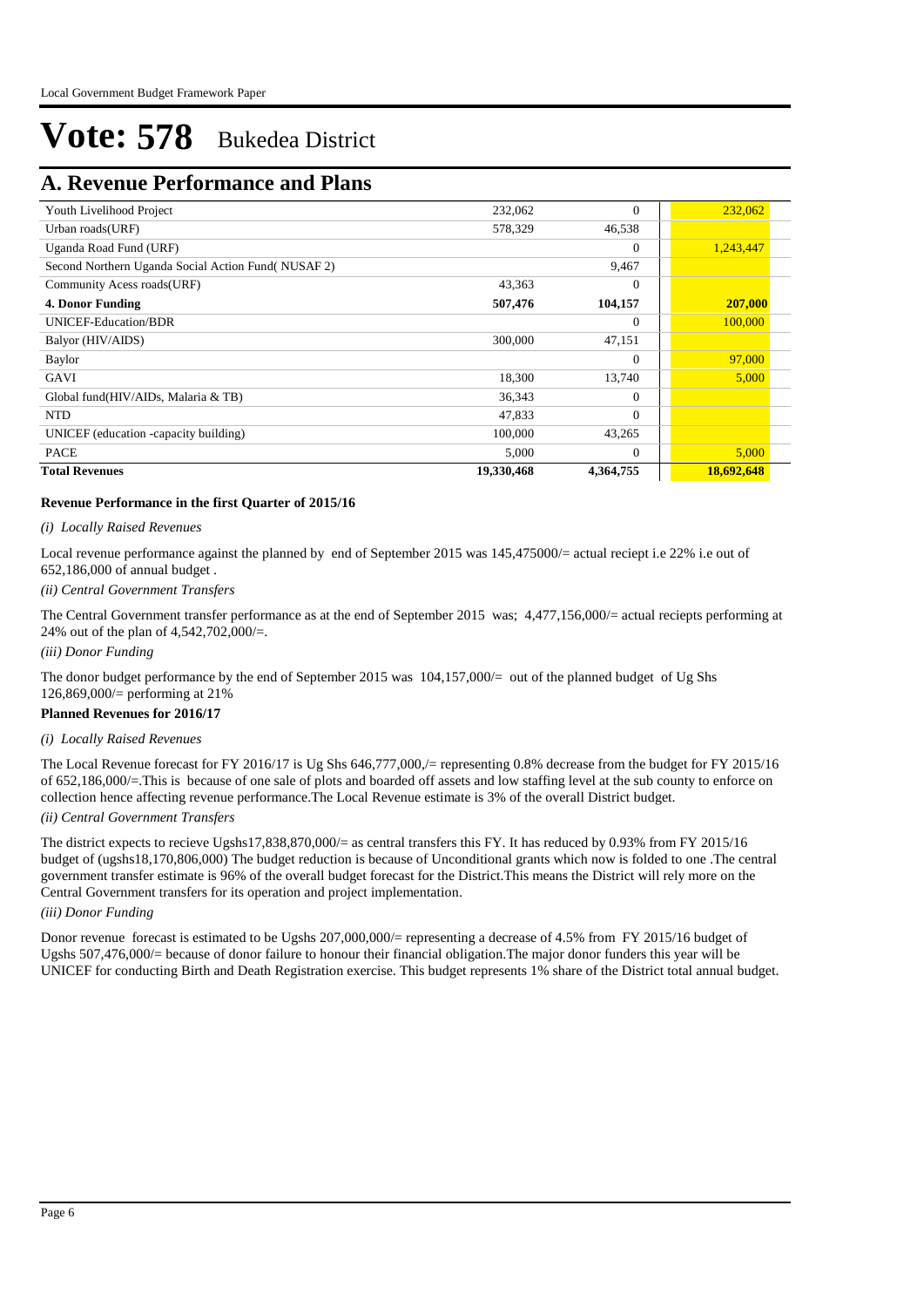# Vote: 578 Bukedea District

## A. Revenue Performance and Plans

| | | | |
|---|---|---|---|
| Youth Livelihood Project | 232,062 | 0 | 232,062 |
| Urban roads(URF) | 578,329 | 46,538 | |
| Uganda Road Fund (URF) | | 0 | 1,243,447 |
| Second Northern Uganda Social Action Fund( NUSAF 2) | | 9,467 | |
| Community Acess roads(URF) | 43,363 | 0 | |
| **4. Donor Funding** | **507,476** | **104,157** | **207,000** |
| UNICEF-Education/BDR | | 0 | 100,000 |
| Balyor (HIV/AIDS) | 300,000 | 47,151 | |
| Baylor | | 0 | 97,000 |
| GAVI | 18,300 | 13,740 | 5,000 |
| Global fund(HIV/AIDs, Malaria & TB) | 36,343 | 0 | |
| NTD | 47,833 | 0 | |
| UNICEF (education -capacity building) | 100,000 | 43,265 | |
| PACE | 5,000 | 0 | 5,000 |
| **Total Revenues** | **19,330,468** | **4,364,755** | **18,692,648** |

**Revenue Performance in the first Quarter of 2015/16**

*(i) Locally Raised Revenues*

Local revenue performance against the planned by end of September 2015 was 145,475000/= actual reciept i.e 22% i.e out of 652,186,000 of annual budget .

*(ii) Central Government Transfers*

The Central Government transfer performance as at the end of September 2015 was; 4,477,156,000/= actual reciepts performing at 24% out of the plan of 4,542,702,000/=.

*(iii) Donor Funding*

The donor budget performance by the end of September 2015 was 104,157,000/= out of the planned budget of Ug Shs 126,869,000/= performing at 21%

**Planned Revenues for 2016/17**

*(i) Locally Raised Revenues*

The Local Revenue forecast for FY 2016/17 is Ug Shs 646,777,000,/= representing 0.8% decrease from the budget for FY 2015/16 of 652,186,000/=.This is because of one sale of plots and boarded off assets and low staffing level at the sub county to enforce on collection hence affecting revenue performance.The Local Revenue estimate is 3% of the overall District budget.

*(ii) Central Government Transfers*

The district expects to recieve Ugshs17,838,870,000/= as central transfers this FY. It has reduced by 0.93% from FY 2015/16 budget of (ugshs18,170,806,000) The budget reduction is because of Unconditional grants which now is folded to one .The central government transfer estimate is 96% of the overall budget forecast for the District.This means the District will rely more on the Central Government transfers for its operation and project implementation.

*(iii) Donor Funding*

Donor revenue forecast is estimated to be Ugshs 207,000,000/= representing a decrease of 4.5% from FY 2015/16 budget of Ugshs 507,476,000/= because of donor failure to honour their financial obligation.The major donor funders this year will be UNICEF for conducting Birth and Death Registration exercise. This budget represents 1% share of the District total annual budget.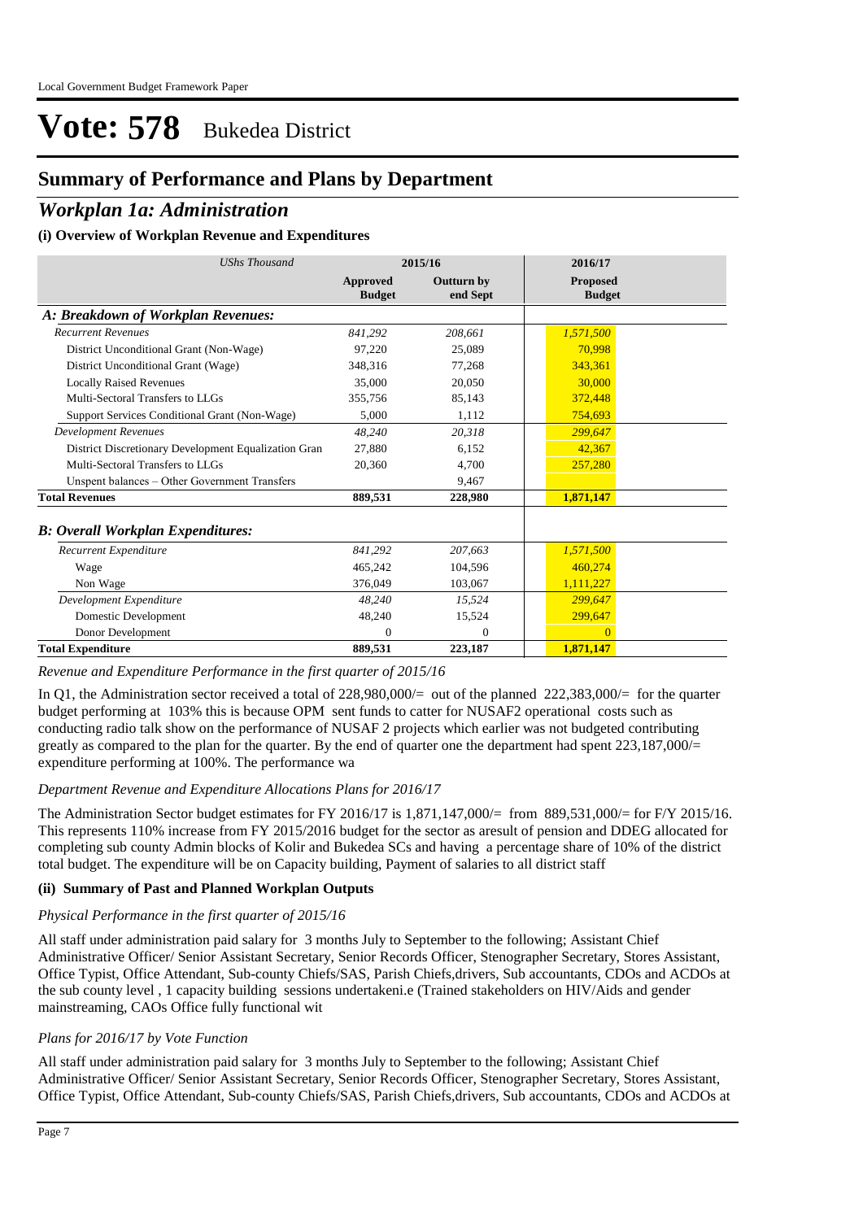# Vote: 578 Bukedea District

## Summary of Performance and Plans by Department

## *Workplan 1a: Administration*

### (i) Overview of Workplan Revenue and Expenditures

| *UShs Thousand* | 2015/16 | | 2016/17 |
|---|---|---|---|
| | **Approved Budget** | **Outturn by end Sept** | **Proposed Budget** |
| ***A: Breakdown of Workplan Revenues:*** | | | |
| *Recurrent Revenues* | *841,292* | *208,661* | *1,571,500* |
| District Unconditional Grant (Non-Wage) | 97,220 | 25,089 | 70,998 |
| District Unconditional Grant (Wage) | 348,316 | 77,268 | 343,361 |
| Locally Raised Revenues | 35,000 | 20,050 | 30,000 |
| Multi-Sectoral Transfers to LLGs | 355,756 | 85,143 | 372,448 |
| Support Services Conditional Grant (Non-Wage) | 5,000 | 1,112 | 754,693 |
| *Development Revenues* | *48,240* | *20,318* | *299,647* |
| District Discretionary Development Equalization Gran | 27,880 | 6,152 | 42,367 |
| Multi-Sectoral Transfers to LLGs | 20,360 | 4,700 | 257,280 |
| Unspent balances – Other Government Transfers | | 9,467 | |
| **Total Revenues** | **889,531** | **228,980** | **1,871,147** |
| ***B: Overall Workplan Expenditures:*** | | | |
| *Recurrent Expenditure* | *841,292* | *207,663* | *1,571,500* |
| Wage | 465,242 | 104,596 | 460,274 |
| Non Wage | 376,049 | 103,067 | 1,111,227 |
| *Development Expenditure* | *48,240* | *15,524* | *299,647* |
| Domestic Development | 48,240 | 15,524 | 299,647 |
| Donor Development | 0 | 0 | 0 |
| **Total Expenditure** | **889,531** | **223,187** | **1,871,147** |

*Revenue and Expenditure Performance in the first quarter of 2015/16*

In Q1, the Administration sector received a total of 228,980,000/= out of the planned 222,383,000/= for the quarter budget performing at 103% this is because OPM sent funds to catter for NUSAF2 operational costs such as conducting radio talk show on the performance of NUSAF 2 projects which earlier was not budgeted contributing greatly as compared to the plan for the quarter. By the end of quarter one the department had spent 223,187,000/= expenditure performing at 100%. The performance wa

*Department Revenue and Expenditure Allocations Plans for 2016/17*

The Administration Sector budget estimates for FY 2016/17 is 1,871,147,000/= from 889,531,000/= for F/Y 2015/16. This represents 110% increase from FY 2015/2016 budget for the sector as aresult of pension and DDEG allocated for completing sub county Admin blocks of Kolir and Bukedea SCs and having a percentage share of 10% of the district total budget. The expenditure will be on Capacity building, Payment of salaries to all district staff

### (ii) Summary of Past and Planned Workplan Outputs

*Physical Performance in the first quarter of 2015/16*

All staff under administration paid salary for 3 months July to September to the following; Assistant Chief Administrative Officer/ Senior Assistant Secretary, Senior Records Officer, Stenographer Secretary, Stores Assistant, Office Typist, Office Attendant, Sub-county Chiefs/SAS, Parish Chiefs,drivers, Sub accountants, CDOs and ACDOs at the sub county level , 1 capacity building sessions undertakeni.e (Trained stakeholders on HIV/Aids and gender mainstreaming, CAOs Office fully functional wit

*Plans for 2016/17 by Vote Function*

All staff under administration paid salary for 3 months July to September to the following; Assistant Chief Administrative Officer/ Senior Assistant Secretary, Senior Records Officer, Stenographer Secretary, Stores Assistant, Office Typist, Office Attendant, Sub-county Chiefs/SAS, Parish Chiefs,drivers, Sub accountants, CDOs and ACDOs at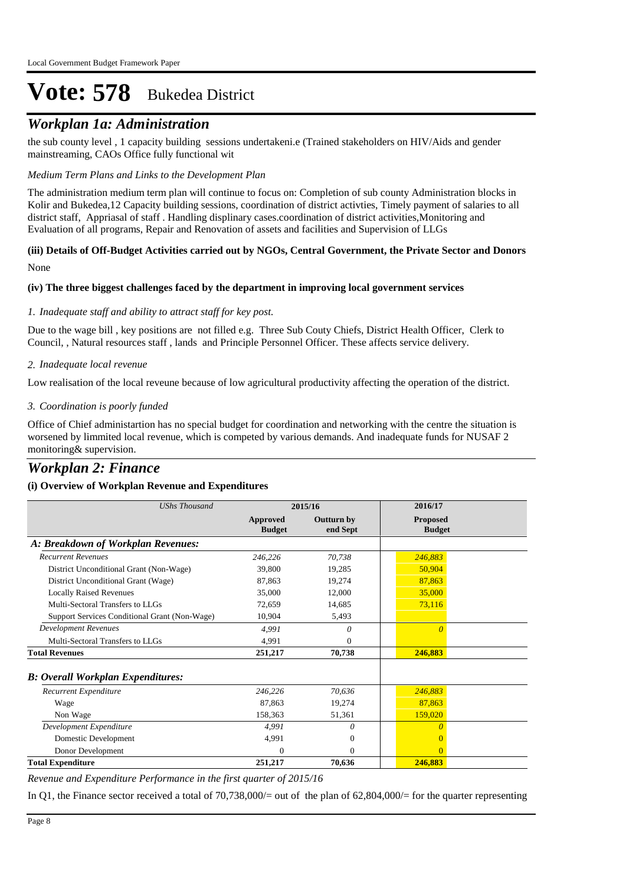# Vote: 578 Bukedea District

## *Workplan 1a: Administration*

the sub county level , 1 capacity building sessions undertakeni.e (Trained stakeholders on HIV/Aids and gender mainstreaming, CAOs Office fully functional wit

*Medium Term Plans and Links to the Development Plan*

The administration medium term plan will continue to focus on: Completion of sub county Administration blocks in Kolir and Bukedea,12 Capacity building sessions, coordination of district activties, Timely payment of salaries to all district staff, Appriasal of staff . Handling displinary cases.coordination of district activities,Monitoring and Evaluation of all programs, Repair and Renovation of assets and facilities and Supervision of LLGs

**(iii) Details of Off-Budget Activities carried out by NGOs, Central Government, the Private Sector and Donors**

None

**(iv) The three biggest challenges faced by the department in improving local government services**

*1. Inadequate staff and ability to attract staff for key post.*

Due to the wage bill , key positions are not filled e.g. Three Sub Couty Chiefs, District Health Officer, Clerk to Council, , Natural resources staff , lands and Principle Personnel Officer. These affects service delivery.

*2. Inadequate local revenue*

Low realisation of the local reveune because of low agricultural productivity affecting the operation of the district.

*3. Coordination is poorly funded*

Office of Chief administartion has no special budget for coordination and networking with the centre the situation is worsened by limmited local revenue, which is competed by various demands. And inadequate funds for NUSAF 2 monitoring& supervision.

## *Workplan 2: Finance*

**(i) Overview of Workplan Revenue and Expenditures**

| *UShs Thousand* | 2015/16 | | 2016/17 |
|---|---|---|---|
| | **Approved Budget** | **Outturn by end Sept** | **Proposed Budget** |
| ***A: Breakdown of Workplan Revenues:*** | | | |
| *Recurrent Revenues* | *246,226* | *70,738* | *246,883* |
| District Unconditional Grant (Non-Wage) | 39,800 | 19,285 | 50,904 |
| District Unconditional Grant (Wage) | 87,863 | 19,274 | 87,863 |
| Locally Raised Revenues | 35,000 | 12,000 | 35,000 |
| Multi-Sectoral Transfers to LLGs | 72,659 | 14,685 | 73,116 |
| Support Services Conditional Grant (Non-Wage) | 10,904 | 5,493 | |
| *Development Revenues* | *4,991* | *0* | *0* |
| Multi-Sectoral Transfers to LLGs | 4,991 | 0 | |
| **Total Revenues** | **251,217** | **70,738** | **246,883** |
| ***B: Overall Workplan Expenditures:*** | | | |
| *Recurrent Expenditure* | *246,226* | *70,636* | *246,883* |
| Wage | 87,863 | 19,274 | 87,863 |
| Non Wage | 158,363 | 51,361 | 159,020 |
| *Development Expenditure* | *4,991* | *0* | *0* |
| Domestic Development | 4,991 | 0 | 0 |
| Donor Development | 0 | 0 | 0 |
| **Total Expenditure** | **251,217** | **70,636** | **246,883** |

*Revenue and Expenditure Performance in the first quarter of 2015/16*

In Q1, the Finance sector received a total of 70,738,000/= out of the plan of 62,804,000/= for the quarter representing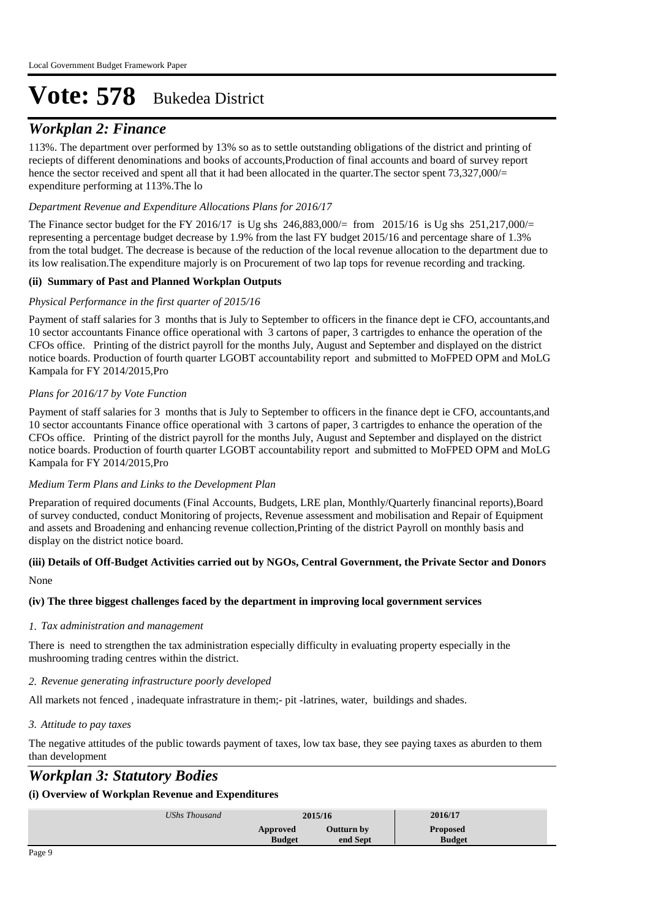# Vote: 578 Bukedea District

## *Workplan 2: Finance*

113%. The department over performed by 13% so as to settle outstanding obligations of the district and printing of reciepts of different denominations and books of accounts,Production of final accounts and board of survey report hence the sector received and spent all that it had been allocated in the quarter.The sector spent 73,327,000/= expenditure performing at 113%.The lo

*Department Revenue and Expenditure Allocations Plans for 2016/17*

The Finance sector budget for the FY 2016/17 is Ug shs 246,883,000/= from 2015/16 is Ug shs 251,217,000/= representing a percentage budget decrease by 1.9% from the last FY budget 2015/16 and percentage share of 1.3% from the total budget. The decrease is because of the reduction of the local revenue allocation to the department due to its low realisation.The expenditure majorly is on Procurement of two lap tops for revenue recording and tracking.

**(ii) Summary of Past and Planned Workplan Outputs**

*Physical Performance in the first quarter of 2015/16*

Payment of staff salaries for 3 months that is July to September to officers in the finance dept ie CFO, accountants,and 10 sector accountants Finance office operational with 3 cartons of paper, 3 cartrigdes to enhance the operation of the CFOs office. Printing of the district payroll for the months July, August and September and displayed on the district notice boards. Production of fourth quarter LGOBT accountability report and submitted to MoFPED OPM and MoLG Kampala for FY 2014/2015,Pro

*Plans for 2016/17 by Vote Function*

Payment of staff salaries for 3 months that is July to September to officers in the finance dept ie CFO, accountants,and 10 sector accountants Finance office operational with 3 cartons of paper, 3 cartrigdes to enhance the operation of the CFOs office. Printing of the district payroll for the months July, August and September and displayed on the district notice boards. Production of fourth quarter LGOBT accountability report and submitted to MoFPED OPM and MoLG Kampala for FY 2014/2015,Pro

*Medium Term Plans and Links to the Development Plan*

Preparation of required documents (Final Accounts, Budgets, LRE plan, Monthly/Quarterly financinal reports),Board of survey conducted, conduct Monitoring of projects, Revenue assessment and mobilisation and Repair of Equipment and assets and Broadening and enhancing revenue collection,Printing of the district Payroll on monthly basis and display on the district notice board.

**(iii) Details of Off-Budget Activities carried out by NGOs, Central Government, the Private Sector and Donors**

None

**(iv) The three biggest challenges faced by the department in improving local government services**

*1. Tax administration and management*

There is need to strengthen the tax administration especially difficulty in evaluating property especially in the mushrooming trading centres within the district.

*2. Revenue generating infrastructure poorly developed*

All markets not fenced , inadequate infrastrature in them;- pit -latrines, water, buildings and shades.

*3. Attitude to pay taxes*

The negative attitudes of the public towards payment of taxes, low tax base, they see paying taxes as aburden to them than development

## *Workplan 3: Statutory Bodies*

**(i) Overview of Workplan Revenue and Expenditures**

| *UShs Thousand* | 2015/16 | | 2016/17 |
|---|---|---|---|
| | Approved Budget | Outturn by end Sept | Proposed Budget |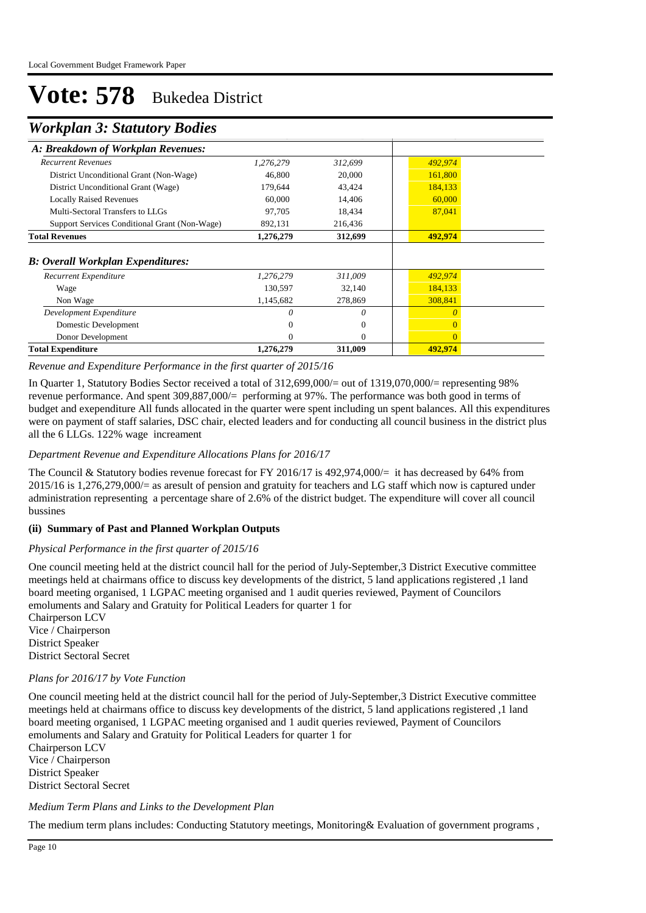# Vote: 578 Bukedea District

## Workplan 3: Statutory Bodies

| A: Breakdown of Workplan Revenues: | | | |
|---|---|---|---|
| *Recurrent Revenues* | *1,276,279* | *312,699* | *492,974* |
| District Unconditional Grant (Non-Wage) | 46,800 | 20,000 | 161,800 |
| District Unconditional Grant (Wage) | 179,644 | 43,424 | 184,133 |
| Locally Raised Revenues | 60,000 | 14,406 | 60,000 |
| Multi-Sectoral Transfers to LLGs | 97,705 | 18,434 | 87,041 |
| Support Services Conditional Grant (Non-Wage) | 892,131 | 216,436 | |
| **Total Revenues** | **1,276,279** | **312,699** | **492,974** |
| ***B: Overall Workplan Expenditures:*** | | | |
| *Recurrent Expenditure* | *1,276,279* | *311,009* | *492,974* |
| Wage | 130,597 | 32,140 | 184,133 |
| Non Wage | 1,145,682 | 278,869 | 308,841 |
| *Development Expenditure* | *0* | *0* | *0* |
| Domestic Development | 0 | 0 | 0 |
| Donor Development | 0 | 0 | 0 |
| **Total Expenditure** | **1,276,279** | **311,009** | **492,974** |

*Revenue and Expenditure Performance in the first quarter of 2015/16*

In Quarter 1, Statutory Bodies Sector received a total of 312,699,000/= out of 1319,070,000/= representing 98% revenue performance. And spent 309,887,000/= performing at 97%. The performance was both good in terms of budget and exependiture All funds allocated in the quarter were spent including un spent balances. All this expenditures were on payment of staff salaries, DSC chair, elected leaders and for conducting all council business in the district plus all the 6 LLGs. 122% wage increament

*Department Revenue and Expenditure Allocations Plans for 2016/17*

The Council & Statutory bodies revenue forecast for FY 2016/17 is 492,974,000/= it has decreased by 64% from 2015/16 is 1,276,279,000/= as aresult of pension and gratuity for teachers and LG staff which now is captured under administration representing a percentage share of 2.6% of the district budget. The expenditure will cover all council bussines

**(ii) Summary of Past and Planned Workplan Outputs**

*Physical Performance in the first quarter of 2015/16*

One council meeting held at the district council hall for the period of July-September,3 District Executive committee meetings held at chairmans office to discuss key developments of the district, 5 land applications registered ,1 land board meeting organised, 1 LGPAC meeting organised and 1 audit queries reviewed, Payment of Councilors emoluments and Salary and Gratuity for Political Leaders for quarter 1 for
Chairperson LCV
Vice / Chairperson
District Speaker
District Sectoral Secret

*Plans for 2016/17 by Vote Function*

One council meeting held at the district council hall for the period of July-September,3 District Executive committee meetings held at chairmans office to discuss key developments of the district, 5 land applications registered ,1 land board meeting organised, 1 LGPAC meeting organised and 1 audit queries reviewed, Payment of Councilors emoluments and Salary and Gratuity for Political Leaders for quarter 1 for
Chairperson LCV
Vice / Chairperson
District Speaker
District Sectoral Secret

*Medium Term Plans and Links to the Development Plan*

The medium term plans includes: Conducting Statutory meetings, Monitoring& Evaluation of government programs ,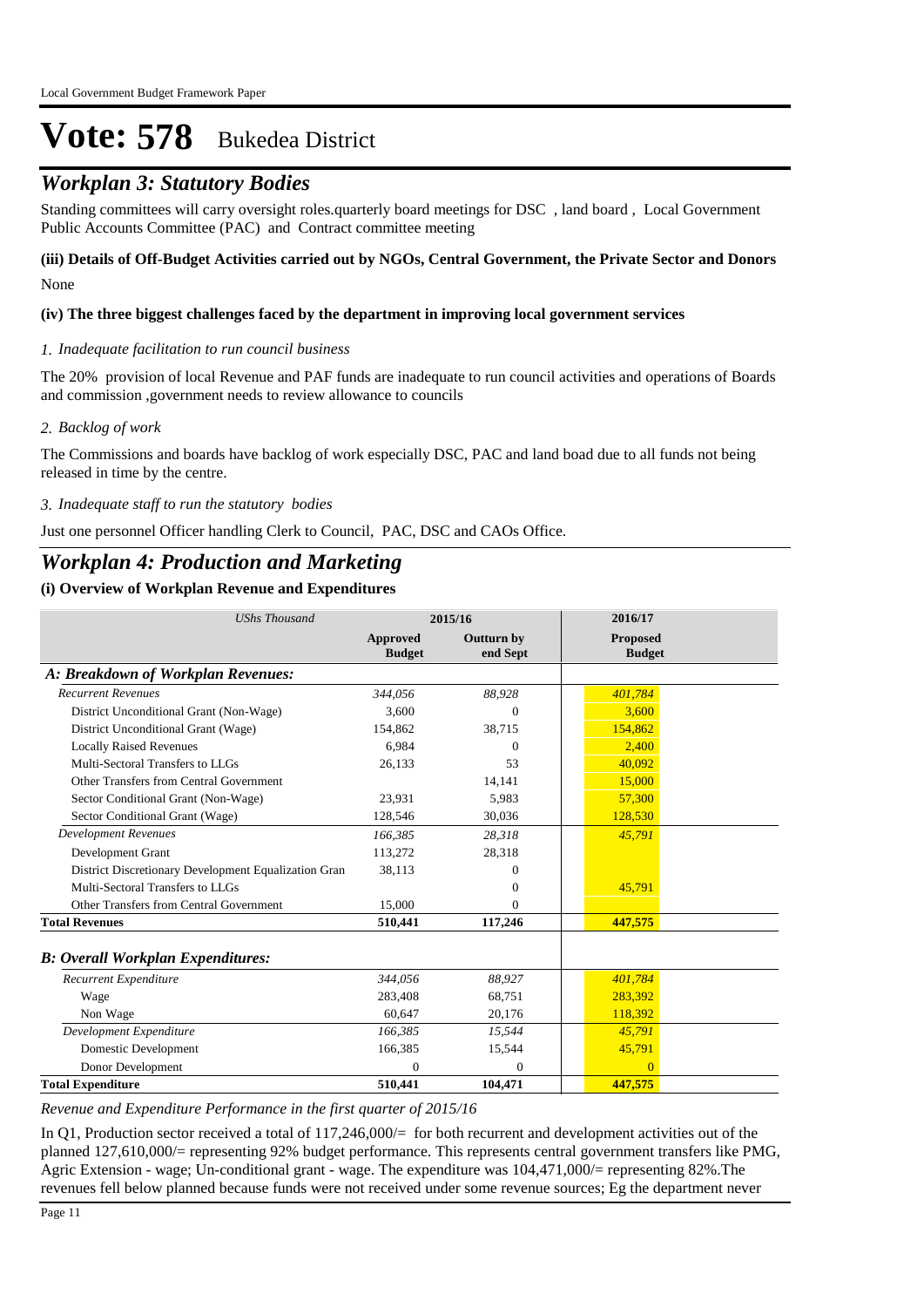# Vote: 578 Bukedea District

## *Workplan 3: Statutory Bodies*

Standing committees will carry oversight roles.quarterly board meetings for DSC , land board , Local Government Public Accounts Committee (PAC) and Contract committee meeting

### (iii) Details of Off-Budget Activities carried out by NGOs, Central Government, the Private Sector and Donors

None

### (iv) The three biggest challenges faced by the department in improving local government services

*1. Inadequate facilitation to run council business*

The 20% provision of local Revenue and PAF funds are inadequate to run council activities and operations of Boards and commission ,government needs to review allowance to councils

*2. Backlog of work*

The Commissions and boards have backlog of work especially DSC, PAC and land boad due to all funds not being released in time by the centre.

*3. Inadequate staff to run the statutory bodies*

Just one personnel Officer handling Clerk to Council, PAC, DSC and CAOs Office.

## *Workplan 4: Production and Marketing*

### (i) Overview of Workplan Revenue and Expenditures

| *UShs Thousand* | 2015/16 | | 2016/17 |
|---|---|---|---|
| | **Approved Budget** | **Outturn by end Sept** | **Proposed Budget** |
| ***A: Breakdown of Workplan Revenues:*** | | | |
| *Recurrent Revenues* | *344,056* | *88,928* | *401,784* |
| District Unconditional Grant (Non-Wage) | 3,600 | 0 | 3,600 |
| District Unconditional Grant (Wage) | 154,862 | 38,715 | 154,862 |
| Locally Raised Revenues | 6,984 | 0 | 2,400 |
| Multi-Sectoral Transfers to LLGs | 26,133 | 53 | 40,092 |
| Other Transfers from Central Government | | 14,141 | 15,000 |
| Sector Conditional Grant (Non-Wage) | 23,931 | 5,983 | 57,300 |
| Sector Conditional Grant (Wage) | 128,546 | 30,036 | 128,530 |
| *Development Revenues* | *166,385* | *28,318* | *45,791* |
| Development Grant | 113,272 | 28,318 | |
| District Discretionary Development Equalization Gran | 38,113 | 0 | |
| Multi-Sectoral Transfers to LLGs | | 0 | 45,791 |
| Other Transfers from Central Government | 15,000 | 0 | |
| **Total Revenues** | **510,441** | **117,246** | **447,575** |
| ***B: Overall Workplan Expenditures:*** | | | |
| *Recurrent Expenditure* | *344,056* | *88,927* | *401,784* |
| Wage | 283,408 | 68,751 | 283,392 |
| Non Wage | 60,647 | 20,176 | 118,392 |
| *Development Expenditure* | *166,385* | *15,544* | *45,791* |
| Domestic Development | 166,385 | 15,544 | 45,791 |
| Donor Development | 0 | 0 | 0 |
| **Total Expenditure** | **510,441** | **104,471** | **447,575** |

*Revenue and Expenditure Performance in the first quarter of 2015/16*

In Q1, Production sector received a total of 117,246,000/= for both recurrent and development activities out of the planned 127,610,000/= representing 92% budget performance. This represents central government transfers like PMG, Agric Extension - wage; Un-conditional grant - wage. The expenditure was 104,471,000/= representing 82%.The revenues fell below planned because funds were not received under some revenue sources; Eg the department never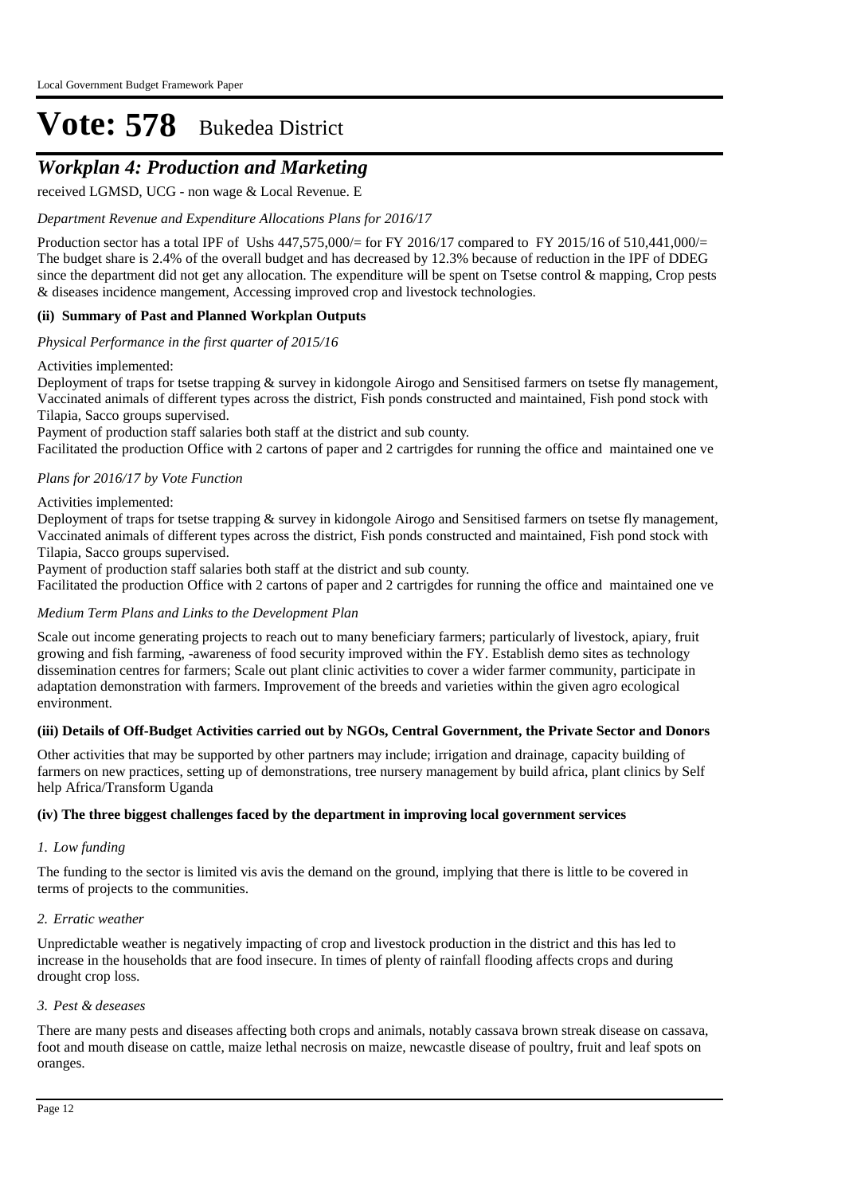# Vote: 578 Bukedea District

## *Workplan 4: Production and Marketing*

received LGMSD, UCG - non wage & Local Revenue. E

*Department Revenue and Expenditure Allocations Plans for 2016/17*

Production sector has a total IPF of Ushs 447,575,000/= for FY 2016/17 compared to FY 2015/16 of 510,441,000/= The budget share is 2.4% of the overall budget and has decreased by 12.3% because of reduction in the IPF of DDEG since the department did not get any allocation. The expenditure will be spent on Tsetse control & mapping, Crop pests & diseases incidence mangement, Accessing improved crop and livestock technologies.

**(ii) Summary of Past and Planned Workplan Outputs**

*Physical Performance in the first quarter of 2015/16*

Activities implemented:
Deployment of traps for tsetse trapping & survey in kidongole Airogo and Sensitised farmers on tsetse fly management, Vaccinated animals of different types across the district, Fish ponds constructed and maintained, Fish pond stock with Tilapia, Sacco groups supervised.
Payment of production staff salaries both staff at the district and sub county.
Facilitated the production Office with 2 cartons of paper and 2 cartrigdes for running the office and maintained one ve

*Plans for 2016/17 by Vote Function*

Activities implemented:
Deployment of traps for tsetse trapping & survey in kidongole Airogo and Sensitised farmers on tsetse fly management, Vaccinated animals of different types across the district, Fish ponds constructed and maintained, Fish pond stock with Tilapia, Sacco groups supervised.
Payment of production staff salaries both staff at the district and sub county.
Facilitated the production Office with 2 cartons of paper and 2 cartrigdes for running the office and maintained one ve

*Medium Term Plans and Links to the Development Plan*

Scale out income generating projects to reach out to many beneficiary farmers; particularly of livestock, apiary, fruit growing and fish farming, -awareness of food security improved within the FY. Establish demo sites as technology dissemination centres for farmers; Scale out plant clinic activities to cover a wider farmer community, participate in adaptation demonstration with farmers. Improvement of the breeds and varieties within the given agro ecological environment.

**(iii) Details of Off-Budget Activities carried out by NGOs, Central Government, the Private Sector and Donors**

Other activities that may be supported by other partners may include; irrigation and drainage, capacity building of farmers on new practices, setting up of demonstrations, tree nursery management by build africa, plant clinics by Self help Africa/Transform Uganda

**(iv) The three biggest challenges faced by the department in improving local government services**

*1. Low funding*

The funding to the sector is limited vis avis the demand on the ground, implying that there is little to be covered in terms of projects to the communities.

*2. Erratic weather*

Unpredictable weather is negatively impacting of crop and livestock production in the district and this has led to increase in the households that are food insecure. In times of plenty of rainfall flooding affects crops and during drought crop loss.

*3. Pest & deseases*

There are many pests and diseases affecting both crops and animals, notably cassava brown streak disease on cassava, foot and mouth disease on cattle, maize lethal necrosis on maize, newcastle disease of poultry, fruit and leaf spots on oranges.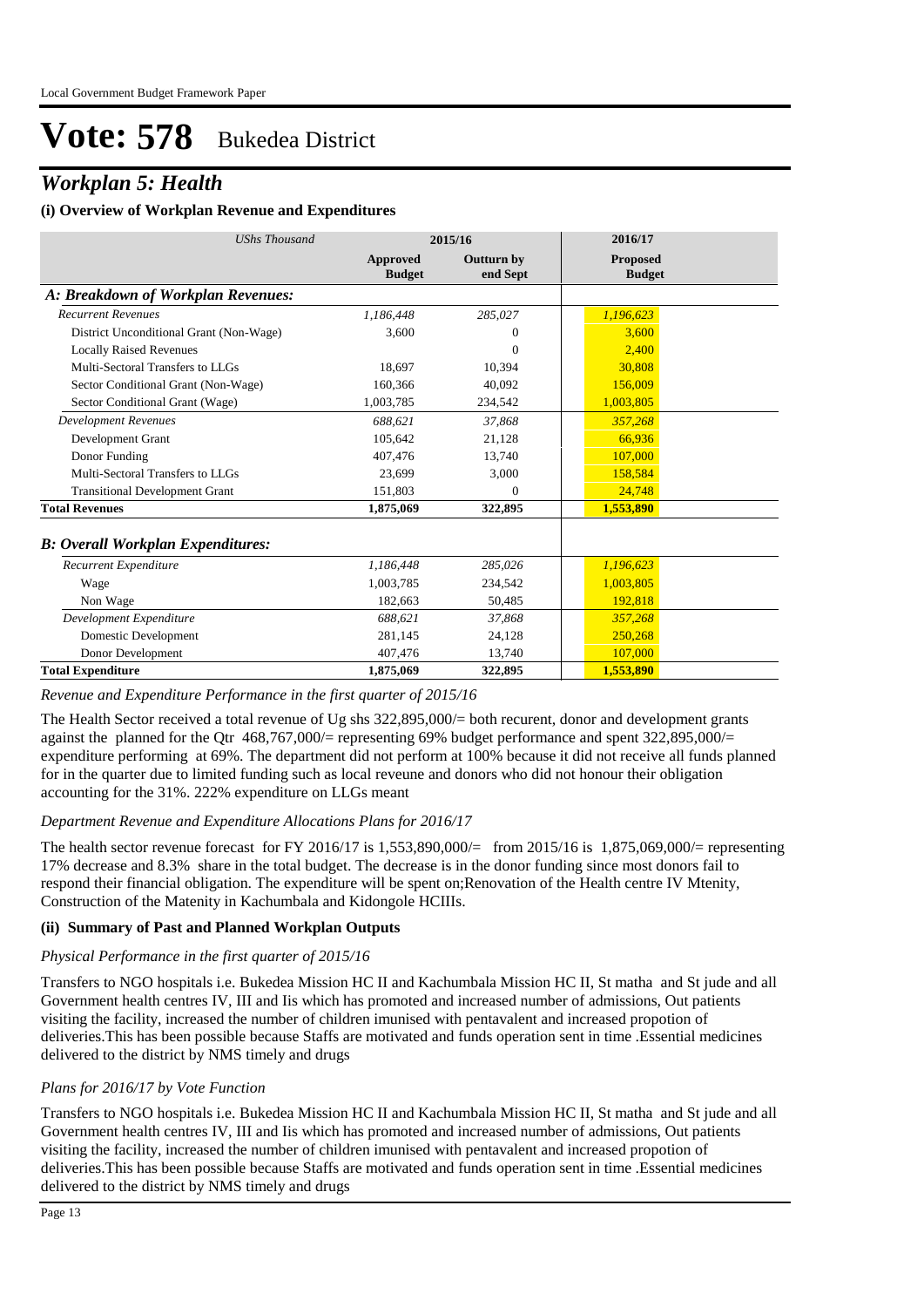# Vote: 578 Bukedea District

## *Workplan 5: Health*

### (i) Overview of Workplan Revenue and Expenditures

| *UShs Thousand* | 2015/16 | | 2016/17 |
|---|---|---|---|
| | **Approved Budget** | **Outturn by end Sept** | **Proposed Budget** |
| ***A: Breakdown of Workplan Revenues:*** | | | |
| *Recurrent Revenues* | *1,186,448* | *285,027* | *1,196,623* |
| District Unconditional Grant (Non-Wage) | 3,600 | 0 | 3,600 |
| Locally Raised Revenues | | 0 | 2,400 |
| Multi-Sectoral Transfers to LLGs | 18,697 | 10,394 | 30,808 |
| Sector Conditional Grant (Non-Wage) | 160,366 | 40,092 | 156,009 |
| Sector Conditional Grant (Wage) | 1,003,785 | 234,542 | 1,003,805 |
| *Development Revenues* | *688,621* | *37,868* | *357,268* |
| Development Grant | 105,642 | 21,128 | 66,936 |
| Donor Funding | 407,476 | 13,740 | 107,000 |
| Multi-Sectoral Transfers to LLGs | 23,699 | 3,000 | 158,584 |
| Transitional Development Grant | 151,803 | 0 | 24,748 |
| **Total Revenues** | **1,875,069** | **322,895** | **1,553,890** |
| ***B: Overall Workplan Expenditures:*** | | | |
| *Recurrent Expenditure* | *1,186,448* | *285,026* | *1,196,623* |
| Wage | 1,003,785 | 234,542 | 1,003,805 |
| Non Wage | 182,663 | 50,485 | 192,818 |
| *Development Expenditure* | *688,621* | *37,868* | *357,268* |
| Domestic Development | 281,145 | 24,128 | 250,268 |
| Donor Development | 407,476 | 13,740 | 107,000 |
| **Total Expenditure** | **1,875,069** | **322,895** | **1,553,890** |

*Revenue and Expenditure Performance in the first quarter of 2015/16*

The Health Sector received a total revenue of Ug shs 322,895,000/= both recurent, donor and development grants against the planned for the Qtr 468,767,000/= representing 69% budget performance and spent 322,895,000/= expenditure performing at 69%. The department did not perform at 100% because it did not receive all funds planned for in the quarter due to limited funding such as local reveune and donors who did not honour their obligation accounting for the 31%. 222% expenditure on LLGs meant

*Department Revenue and Expenditure Allocations Plans for 2016/17*

The health sector revenue forecast for FY 2016/17 is 1,553,890,000/= from 2015/16 is 1,875,069,000/= representing 17% decrease and 8.3% share in the total budget. The decrease is in the donor funding since most donors fail to respond their financial obligation. The expenditure will be spent on;Renovation of the Health centre IV Mtenity, Construction of the Matenity in Kachumbala and Kidongole HCIIIs.

### (ii) Summary of Past and Planned Workplan Outputs

*Physical Performance in the first quarter of 2015/16*

Transfers to NGO hospitals i.e. Bukedea Mission HC II and Kachumbala Mission HC II, St matha and St jude and all Government health centres IV, III and Iis which has promoted and increased number of admissions, Out patients visiting the facility, increased the number of children imunised with pentavalent and increased propotion of deliveries.This has been possible because Staffs are motivated and funds operation sent in time .Essential medicines delivered to the district by NMS timely and drugs

*Plans for 2016/17 by Vote Function*

Transfers to NGO hospitals i.e. Bukedea Mission HC II and Kachumbala Mission HC II, St matha and St jude and all Government health centres IV, III and Iis which has promoted and increased number of admissions, Out patients visiting the facility, increased the number of children imunised with pentavalent and increased propotion of deliveries.This has been possible because Staffs are motivated and funds operation sent in time .Essential medicines delivered to the district by NMS timely and drugs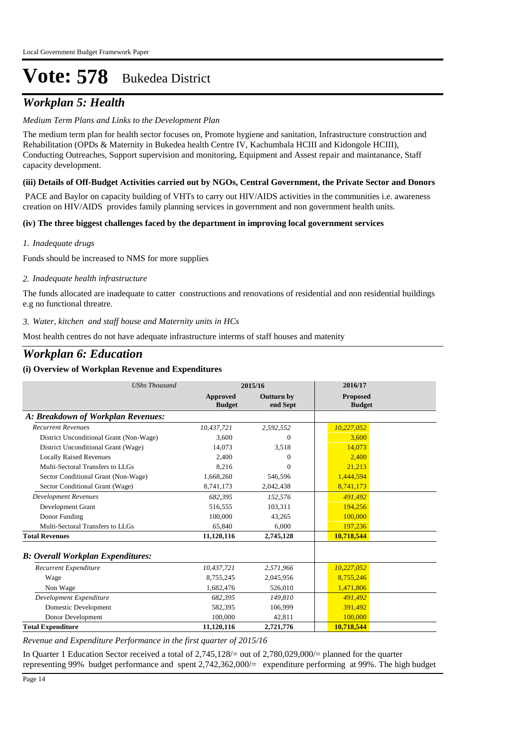# Vote: 578 Bukedea District

## *Workplan 5: Health*

*Medium Term Plans and Links to the Development Plan*

The medium term plan for health sector focuses on, Promote hygiene and sanitation, Infrastructure construction and Rehabilitation (OPDs & Maternity in Bukedea health Centre IV, Kachumbala HCIII and Kidongole HCIII), Conducting Outreaches, Support supervision and monitoring, Equipment and Assest repair and maintanance, Staff capacity development.

**(iii) Details of Off-Budget Activities carried out by NGOs, Central Government, the Private Sector and Donors**

PACE and Baylor on capacity building of VHTs to carry out HIV/AIDS activities in the communities i.e. awareness creation on HIV/AIDS provides family planning services in government and non government health units.

**(iv) The three biggest challenges faced by the department in improving local government services**

*1. Inadequate drugs*

Funds should be increased to NMS for more supplies

*2. Inadequate health infrastructure*

The funds allocated are inadequate to catter constructions and renovations of residential and non residential buildings e.g no functional threatre.

*3. Water, kitchen and staff house and Maternity units in HCs*

Most health centres do not have adequate infrastructure interms of staff houses and matenity

## *Workplan 6: Education*

**(i) Overview of Workplan Revenue and Expenditures**

| *UShs Thousand* | 2015/16 | | 2016/17 |
|---|---|---|---|
| | **Approved Budget** | **Outturn by end Sept** | **Proposed Budget** |
| ***A: Breakdown of Workplan Revenues:*** | | | |
| *Recurrent Revenues* | *10,437,721* | *2,592,552* | *10,227,052* |
| District Unconditional Grant (Non-Wage) | 3,600 | 0 | 3,600 |
| District Unconditional Grant (Wage) | 14,073 | 3,518 | 14,073 |
| Locally Raised Revenues | 2,400 | 0 | 2,400 |
| Multi-Sectoral Transfers to LLGs | 8,216 | 0 | 21,213 |
| Sector Conditional Grant (Non-Wage) | 1,668,260 | 546,596 | 1,444,594 |
| Sector Conditional Grant (Wage) | 8,741,173 | 2,042,438 | 8,741,173 |
| *Development Revenues* | *682,395* | *152,576* | *491,492* |
| Development Grant | 516,555 | 103,311 | 194,256 |
| Donor Funding | 100,000 | 43,265 | 100,000 |
| Multi-Sectoral Transfers to LLGs | 65,840 | 6,000 | 197,236 |
| **Total Revenues** | **11,120,116** | **2,745,128** | **10,718,544** |
| ***B: Overall Workplan Expenditures:*** | | | |
| *Recurrent Expenditure* | *10,437,721* | *2,571,966* | *10,227,052* |
| Wage | 8,755,245 | 2,045,956 | 8,755,246 |
| Non Wage | 1,682,476 | 526,010 | 1,471,806 |
| *Development Expenditure* | *682,395* | *149,810* | *491,492* |
| Domestic Development | 582,395 | 106,999 | 391,492 |
| Donor Development | 100,000 | 42,811 | 100,000 |
| **Total Expenditure** | **11,120,116** | **2,721,776** | **10,718,544** |

*Revenue and Expenditure Performance in the first quarter of 2015/16*

In Quarter 1 Education Sector received a total of 2,745,128/= out of 2,780,029,000/= planned for the quarter representing 99% budget performance and spent 2,742,362,000/= expenditure performing at 99%. The high budget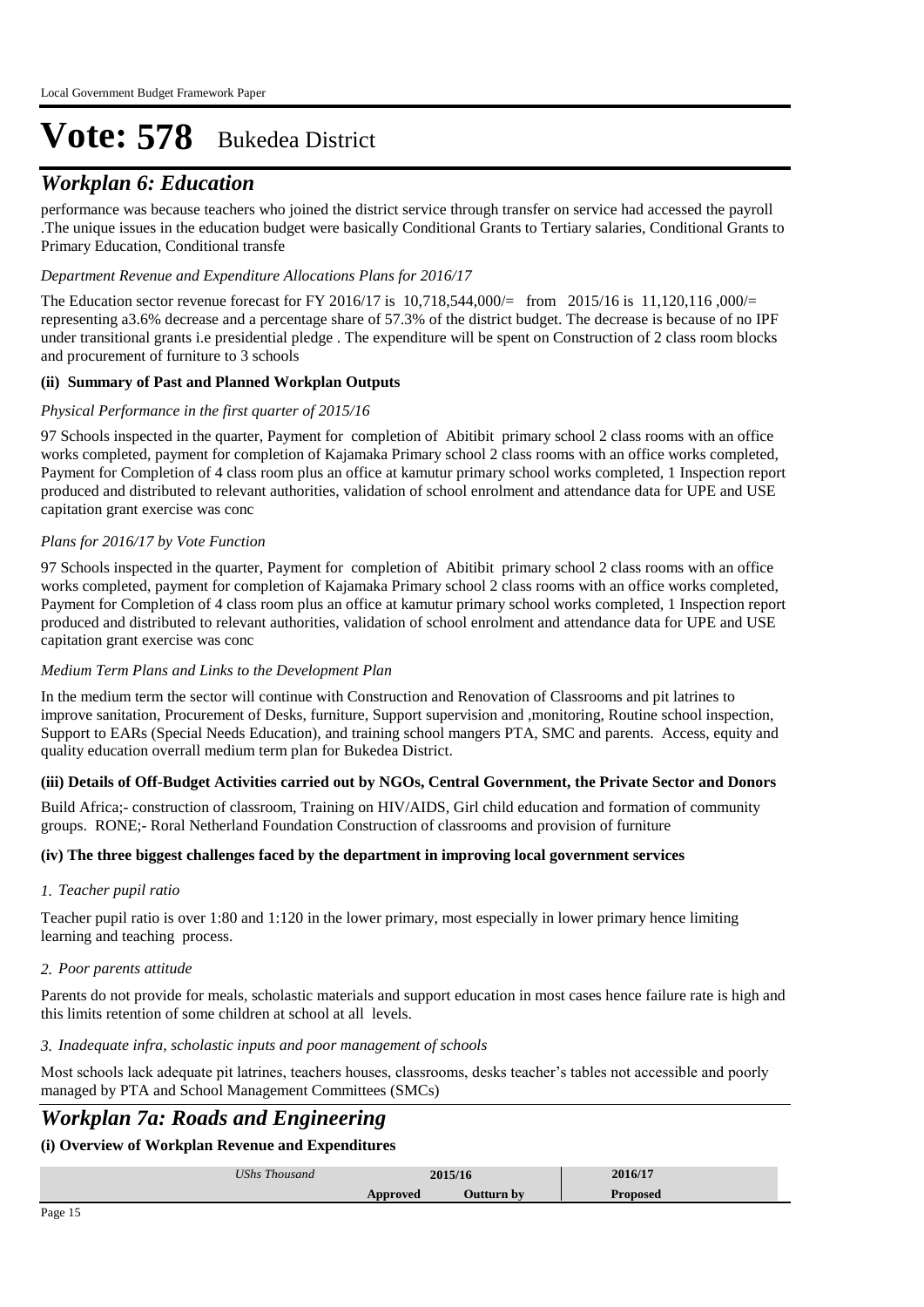# Vote: 578 Bukedea District

## *Workplan 6: Education*

performance was because teachers who joined the district service through transfer on service had accessed the payroll .The unique issues in the education budget were basically Conditional Grants to Tertiary salaries, Conditional Grants to Primary Education, Conditional transfe

*Department Revenue and Expenditure Allocations Plans for 2016/17*

The Education sector revenue forecast for FY 2016/17 is 10,718,544,000/= from 2015/16 is 11,120,116 ,000/= representing a3.6% decrease and a percentage share of 57.3% of the district budget. The decrease is because of no IPF under transitional grants i.e presidential pledge . The expenditure will be spent on Construction of 2 class room blocks and procurement of furniture to 3 schools

**(ii) Summary of Past and Planned Workplan Outputs**

*Physical Performance in the first quarter of 2015/16*

97 Schools inspected in the quarter, Payment for completion of Abitibit primary school 2 class rooms with an office works completed, payment for completion of Kajamaka Primary school 2 class rooms with an office works completed, Payment for Completion of 4 class room plus an office at kamutur primary school works completed, 1 Inspection report produced and distributed to relevant authorities, validation of school enrolment and attendance data for UPE and USE capitation grant exercise was conc

*Plans for 2016/17 by Vote Function*

97 Schools inspected in the quarter, Payment for completion of Abitibit primary school 2 class rooms with an office works completed, payment for completion of Kajamaka Primary school 2 class rooms with an office works completed, Payment for Completion of 4 class room plus an office at kamutur primary school works completed, 1 Inspection report produced and distributed to relevant authorities, validation of school enrolment and attendance data for UPE and USE capitation grant exercise was conc

*Medium Term Plans and Links to the Development Plan*

In the medium term the sector will continue with Construction and Renovation of Classrooms and pit latrines to improve sanitation, Procurement of Desks, furniture, Support supervision and ,monitoring, Routine school inspection, Support to EARs (Special Needs Education), and training school mangers PTA, SMC and parents. Access, equity and quality education overrall medium term plan for Bukedea District.

**(iii) Details of Off-Budget Activities carried out by NGOs, Central Government, the Private Sector and Donors**

Build Africa;- construction of classroom, Training on HIV/AIDS, Girl child education and formation of community groups. RONE;- Roral Netherland Foundation Construction of classrooms and provision of furniture

**(iv) The three biggest challenges faced by the department in improving local government services**

*1. Teacher pupil ratio*

Teacher pupil ratio is over 1:80 and 1:120 in the lower primary, most especially in lower primary hence limiting learning and teaching process.

*2. Poor parents attitude*

Parents do not provide for meals, scholastic materials and support education in most cases hence failure rate is high and this limits retention of some children at school at all levels.

*3. Inadequate infra, scholastic inputs and poor management of schools*

Most schools lack adequate pit latrines, teachers houses, classrooms, desks teacher's tables not accessible and poorly managed by PTA and School Management Committees (SMCs)

## *Workplan 7a: Roads and Engineering*

**(i) Overview of Workplan Revenue and Expenditures**

| *UShs Thousand* | 2015/16 | | 2016/17 |
|---|---|---|---|
| | Approved | Outturn by | Proposed |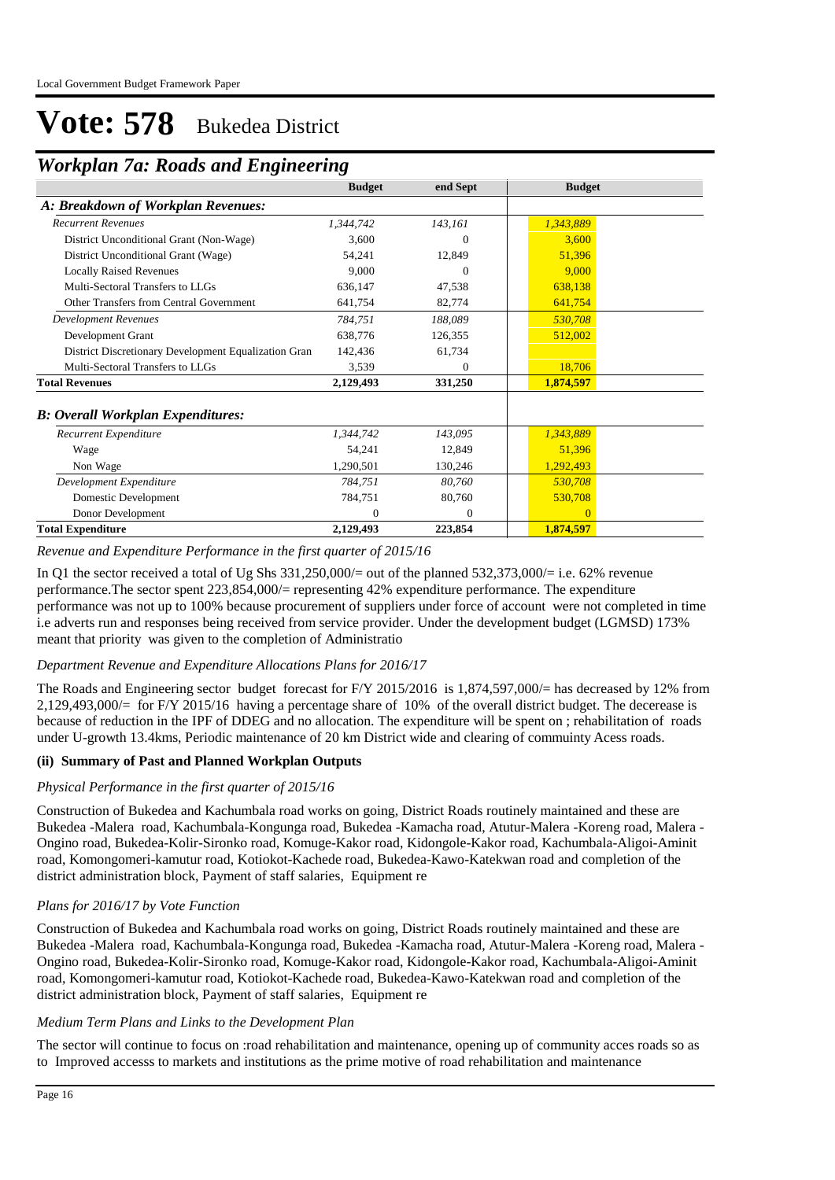# Vote: 578 Bukedea District

## Workplan 7a: Roads and Engineering

| | Budget | end Sept | Budget |
|---|---|---|---|
| **A: Breakdown of Workplan Revenues:** | | | |
| *Recurrent Revenues* | *1,344,742* | *143,161* | *1,343,889* |
| District Unconditional Grant (Non-Wage) | 3,600 | 0 | 3,600 |
| District Unconditional Grant (Wage) | 54,241 | 12,849 | 51,396 |
| Locally Raised Revenues | 9,000 | 0 | 9,000 |
| Multi-Sectoral Transfers to LLGs | 636,147 | 47,538 | 638,138 |
| Other Transfers from Central Government | 641,754 | 82,774 | 641,754 |
| *Development Revenues* | *784,751* | *188,089* | *530,708* |
| Development Grant | 638,776 | 126,355 | 512,002 |
| District Discretionary Development Equalization Gran | 142,436 | 61,734 | |
| Multi-Sectoral Transfers to LLGs | 3,539 | 0 | 18,706 |
| **Total Revenues** | **2,129,493** | **331,250** | **1,874,597** |
| **B: Overall Workplan Expenditures:** | | | |
| *Recurrent Expenditure* | *1,344,742* | *143,095* | *1,343,889* |
| Wage | 54,241 | 12,849 | 51,396 |
| Non Wage | 1,290,501 | 130,246 | 1,292,493 |
| *Development Expenditure* | *784,751* | *80,760* | *530,708* |
| Domestic Development | 784,751 | 80,760 | 530,708 |
| Donor Development | 0 | 0 | 0 |
| **Total Expenditure** | **2,129,493** | **223,854** | **1,874,597** |

*Revenue and Expenditure Performance in the first quarter of 2015/16*

In Q1 the sector received a total of Ug Shs 331,250,000/= out of the planned 532,373,000/= i.e. 62% revenue performance.The sector spent 223,854,000/= representing 42% expenditure performance. The expenditure performance was not up to 100% because procurement of suppliers under force of account were not completed in time i.e adverts run and responses being received from service provider. Under the development budget (LGMSD) 173% meant that priority was given to the completion of Administratio

*Department Revenue and Expenditure Allocations Plans for 2016/17*

The Roads and Engineering sector budget forecast for F/Y 2015/2016 is 1,874,597,000/= has decreased by 12% from 2,129,493,000/= for F/Y 2015/16 having a percentage share of 10% of the overall district budget. The decerease is because of reduction in the IPF of DDEG and no allocation. The expenditure will be spent on ; rehabilitation of roads under U-growth 13.4kms, Periodic maintenance of 20 km District wide and clearing of commuinty Acess roads.

### (ii) Summary of Past and Planned Workplan Outputs

*Physical Performance in the first quarter of 2015/16*

Construction of Bukedea and Kachumbala road works on going, District Roads routinely maintained and these are Bukedea -Malera road, Kachumbala-Kongunga road, Bukedea -Kamacha road, Atutur-Malera -Koreng road, Malera -Ongino road, Bukedea-Kolir-Sironko road, Komuge-Kakor road, Kidongole-Kakor road, Kachumbala-Aligoi-Aminit road, Komongomeri-kamutur road, Kotiokot-Kachede road, Bukedea-Kawo-Katekwan road and completion of the district administration block, Payment of staff salaries, Equipment re

*Plans for 2016/17 by Vote Function*

Construction of Bukedea and Kachumbala road works on going, District Roads routinely maintained and these are Bukedea -Malera road, Kachumbala-Kongunga road, Bukedea -Kamacha road, Atutur-Malera -Koreng road, Malera -Ongino road, Bukedea-Kolir-Sironko road, Komuge-Kakor road, Kidongole-Kakor road, Kachumbala-Aligoi-Aminit road, Komongomeri-kamutur road, Kotiokot-Kachede road, Bukedea-Kawo-Katekwan road and completion of the district administration block, Payment of staff salaries, Equipment re

*Medium Term Plans and Links to the Development Plan*

The sector will continue to focus on :road rehabilitation and maintenance, opening up of community acces roads so as to Improved accesss to markets and institutions as the prime motive of road rehabilitation and maintenance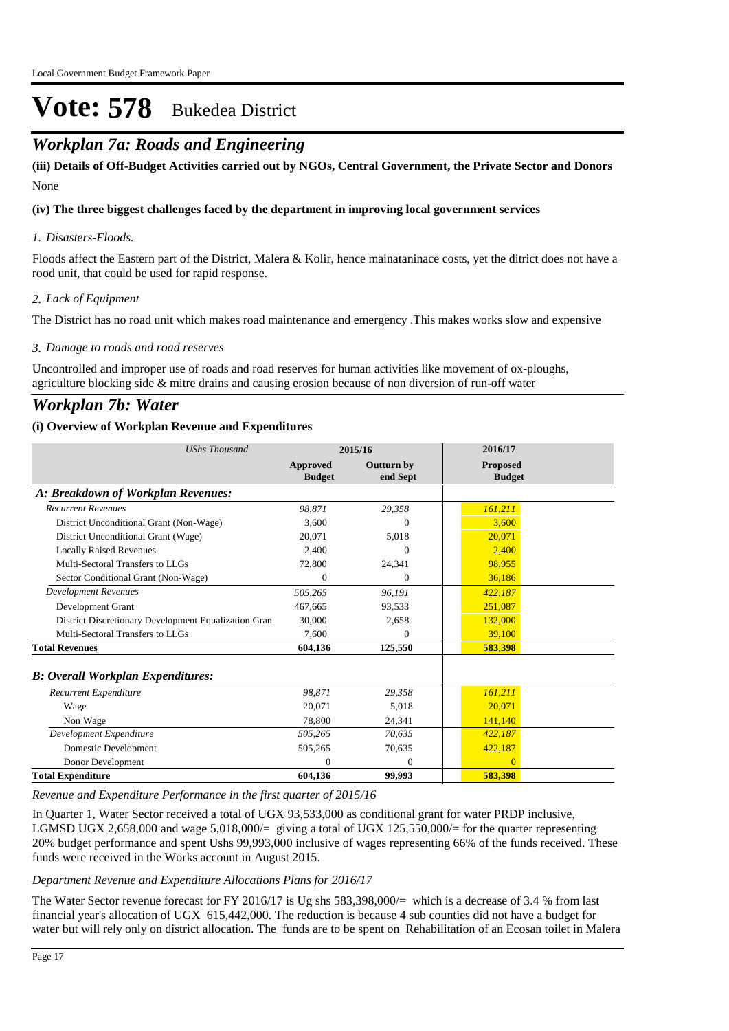# Vote: 578 Bukedea District

## *Workplan 7a: Roads and Engineering*

**(iii) Details of Off-Budget Activities carried out by NGOs, Central Government, the Private Sector and Donors**

None

**(iv) The three biggest challenges faced by the department in improving local government services**

*1. Disasters-Floods.*

Floods affect the Eastern part of the District, Malera & Kolir, hence mainataninace costs, yet the ditrict does not have a rood unit, that could be used for rapid response.

*2. Lack of Equipment*

The District has no road unit which makes road maintenance and emergency .This makes works slow and expensive

*3. Damage to roads and road reserves*

Uncontrolled and improper use of roads and road reserves for human activities like movement of ox-ploughs, agriculture blocking side & mitre drains and causing erosion because of non diversion of run-off water

## *Workplan 7b: Water*

**(i) Overview of Workplan Revenue and Expenditures**

| *UShs Thousand* | 2015/16 | | 2016/17 |
|---|---|---|---|
| | **Approved Budget** | **Outturn by end Sept** | **Proposed Budget** |
| ***A: Breakdown of Workplan Revenues:*** | | | |
| *Recurrent Revenues* | *98,871* | *29,358* | *161,211* |
| District Unconditional Grant (Non-Wage) | 3,600 | 0 | 3,600 |
| District Unconditional Grant (Wage) | 20,071 | 5,018 | 20,071 |
| Locally Raised Revenues | 2,400 | 0 | 2,400 |
| Multi-Sectoral Transfers to LLGs | 72,800 | 24,341 | 98,955 |
| Sector Conditional Grant (Non-Wage) | 0 | 0 | 36,186 |
| *Development Revenues* | *505,265* | *96,191* | *422,187* |
| Development Grant | 467,665 | 93,533 | 251,087 |
| District Discretionary Development Equalization Gran | 30,000 | 2,658 | 132,000 |
| Multi-Sectoral Transfers to LLGs | 7,600 | 0 | 39,100 |
| **Total Revenues** | **604,136** | **125,550** | **583,398** |
| ***B: Overall Workplan Expenditures:*** | | | |
| *Recurrent Expenditure* | *98,871* | *29,358* | *161,211* |
| Wage | 20,071 | 5,018 | 20,071 |
| Non Wage | 78,800 | 24,341 | 141,140 |
| *Development Expenditure* | *505,265* | *70,635* | *422,187* |
| Domestic Development | 505,265 | 70,635 | 422,187 |
| Donor Development | 0 | 0 | 0 |
| **Total Expenditure** | **604,136** | **99,993** | **583,398** |

*Revenue and Expenditure Performance in the first quarter of 2015/16*

In Quarter 1, Water Sector received a total of UGX 93,533,000 as conditional grant for water PRDP inclusive, LGMSD UGX 2,658,000 and wage 5,018,000/= giving a total of UGX 125,550,000/= for the quarter representing 20% budget performance and spent Ushs 99,993,000 inclusive of wages representing 66% of the funds received. These funds were received in the Works account in August 2015.

*Department Revenue and Expenditure Allocations Plans for 2016/17*

The Water Sector revenue forecast for FY 2016/17 is Ug shs 583,398,000/= which is a decrease of 3.4 % from last financial year's allocation of UGX 615,442,000. The reduction is because 4 sub counties did not have a budget for water but will rely only on district allocation. The funds are to be spent on Rehabilitation of an Ecosan toilet in Malera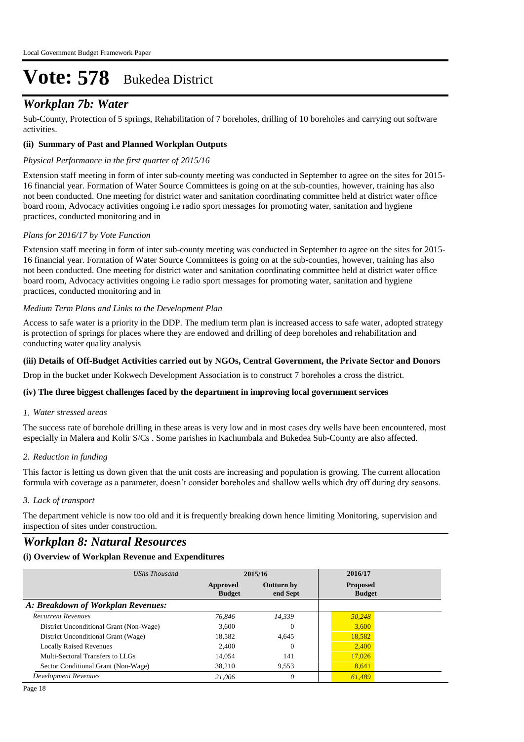# Vote: 578 Bukedea District

## *Workplan 7b: Water*

Sub-County, Protection of 5 springs, Rehabilitation of 7 boreholes, drilling of 10 boreholes and carrying out software activities.

### (ii) Summary of Past and Planned Workplan Outputs

*Physical Performance in the first quarter of 2015/16*

Extension staff meeting in form of inter sub-county meeting was conducted in September to agree on the sites for 2015-16 financial year. Formation of Water Source Committees is going on at the sub-counties, however, training has also not been conducted. One meeting for district water and sanitation coordinating committee held at district water office board room, Advocacy activities ongoing i.e radio sport messages for promoting water, sanitation and hygiene practices, conducted monitoring and in

*Plans for 2016/17 by Vote Function*

Extension staff meeting in form of inter sub-county meeting was conducted in September to agree on the sites for 2015-16 financial year. Formation of Water Source Committees is going on at the sub-counties, however, training has also not been conducted. One meeting for district water and sanitation coordinating committee held at district water office board room, Advocacy activities ongoing i.e radio sport messages for promoting water, sanitation and hygiene practices, conducted monitoring and in

*Medium Term Plans and Links to the Development Plan*

Access to safe water is a priority in the DDP. The medium term plan is increased access to safe water, adopted strategy is protection of springs for places where they are endowed and drilling of deep boreholes and rehabilitation and conducting water quality analysis

### (iii) Details of Off-Budget Activities carried out by NGOs, Central Government, the Private Sector and Donors

Drop in the bucket under Kokwech Development Association is to construct 7 boreholes a cross the district.

### (iv) The three biggest challenges faced by the department in improving local government services

*1. Water stressed areas*

The success rate of borehole drilling in these areas is very low and in most cases dry wells have been encountered, most especially in Malera and Kolir S/Cs . Some parishes in Kachumbala and Bukedea Sub-County are also affected.

*2. Reduction in funding*

This factor is letting us down given that the unit costs are increasing and population is growing. The current allocation formula with coverage as a parameter, doesn't consider boreholes and shallow wells which dry off during dry seasons.

*3. Lack of transport*

The department vehicle is now too old and it is frequently breaking down hence limiting Monitoring, supervision and inspection of sites under construction.

## *Workplan 8: Natural Resources*

### (i) Overview of Workplan Revenue and Expenditures

| *UShs Thousand* | 2015/16 | | 2016/17 |
|---|---|---|---|
| | **Approved Budget** | **Outturn by end Sept** | **Proposed Budget** |
| ***A: Breakdown of Workplan Revenues:*** | | | |
| *Recurrent Revenues* | *76,846* | *14,339* | *50,248* |
| District Unconditional Grant (Non-Wage) | 3,600 | 0 | 3,600 |
| District Unconditional Grant (Wage) | 18,582 | 4,645 | 18,582 |
| Locally Raised Revenues | 2,400 | 0 | 2,400 |
| Multi-Sectoral Transfers to LLGs | 14,054 | 141 | 17,026 |
| Sector Conditional Grant (Non-Wage) | 38,210 | 9,553 | 8,641 |
| *Development Revenues* | *21,006* | *0* | *61,489* |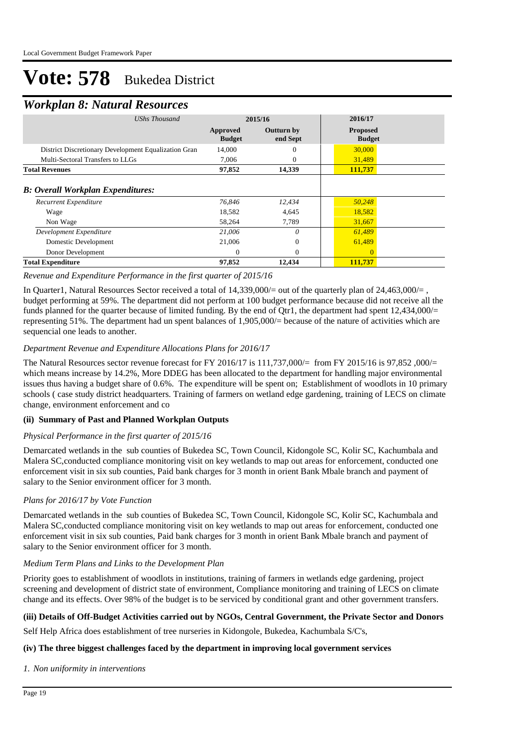# Vote: 578 Bukedea District

## Workplan 8: Natural Resources

| *UShs Thousand* | 2015/16 | | 2016/17 |
|---|---|---|---|
| | **Approved Budget** | **Outturn by end Sept** | **Proposed Budget** |
| District Discretionary Development Equalization Gran | 14,000 | 0 | 30,000 |
| Multi-Sectoral Transfers to LLGs | 7,006 | 0 | 31,489 |
| **Total Revenues** | **97,852** | **14,339** | **111,737** |
| ***B: Overall Workplan Expenditures:*** | | | |
| *Recurrent Expenditure* | *76,846* | *12,434* | *50,248* |
| Wage | 18,582 | 4,645 | 18,582 |
| Non Wage | 58,264 | 7,789 | 31,667 |
| *Development Expenditure* | *21,006* | *0* | *61,489* |
| Domestic Development | 21,006 | 0 | 61,489 |
| Donor Development | 0 | 0 | 0 |
| **Total Expenditure** | **97,852** | **12,434** | **111,737** |

*Revenue and Expenditure Performance in the first quarter of 2015/16*

In Quarter1, Natural Resources Sector received a total of 14,339,000/= out of the quarterly plan of 24,463,000/= , budget performing at 59%. The department did not perform at 100 budget performance because did not receive all the funds planned for the quarter because of limited funding. By the end of Qtr1, the department had spent 12,434,000/= representing 51%. The department had un spent balances of 1,905,000/= because of the nature of activities which are sequencial one leads to another.

*Department Revenue and Expenditure Allocations Plans for 2016/17*

The Natural Resources sector revenue forecast for FY 2016/17 is 111,737,000/= from FY 2015/16 is 97,852 ,000/= which means increase by 14.2%, More DDEG has been allocated to the department for handling major environmental issues thus having a budget share of 0.6%. The expenditure will be spent on; Establishment of woodlots in 10 primary schools ( case study district headquarters. Training of farmers on wetland edge gardening, training of LECS on climate change, environment enforcement and co

### (ii) Summary of Past and Planned Workplan Outputs

*Physical Performance in the first quarter of 2015/16*

Demarcated wetlands in the sub counties of Bukedea SC, Town Council, Kidongole SC, Kolir SC, Kachumbala and Malera SC,conducted compliance monitoring visit on key wetlands to map out areas for enforcement, conducted one enforcement visit in six sub counties, Paid bank charges for 3 month in orient Bank Mbale branch and payment of salary to the Senior environment officer for 3 month.

*Plans for 2016/17 by Vote Function*

Demarcated wetlands in the sub counties of Bukedea SC, Town Council, Kidongole SC, Kolir SC, Kachumbala and Malera SC,conducted compliance monitoring visit on key wetlands to map out areas for enforcement, conducted one enforcement visit in six sub counties, Paid bank charges for 3 month in orient Bank Mbale branch and payment of salary to the Senior environment officer for 3 month.

*Medium Term Plans and Links to the Development Plan*

Priority goes to establishment of woodlots in institutions, training of farmers in wetlands edge gardening, project screening and development of district state of environment, Compliance monitoring and training of LECS on climate change and its effects. Over 98% of the budget is to be serviced by conditional grant and other government transfers.

### (iii) Details of Off-Budget Activities carried out by NGOs, Central Government, the Private Sector and Donors

Self Help Africa does establishment of tree nurseries in Kidongole, Bukedea, Kachumbala S/C's,

### (iv) The three biggest challenges faced by the department in improving local government services

*1. Non uniformity in interventions*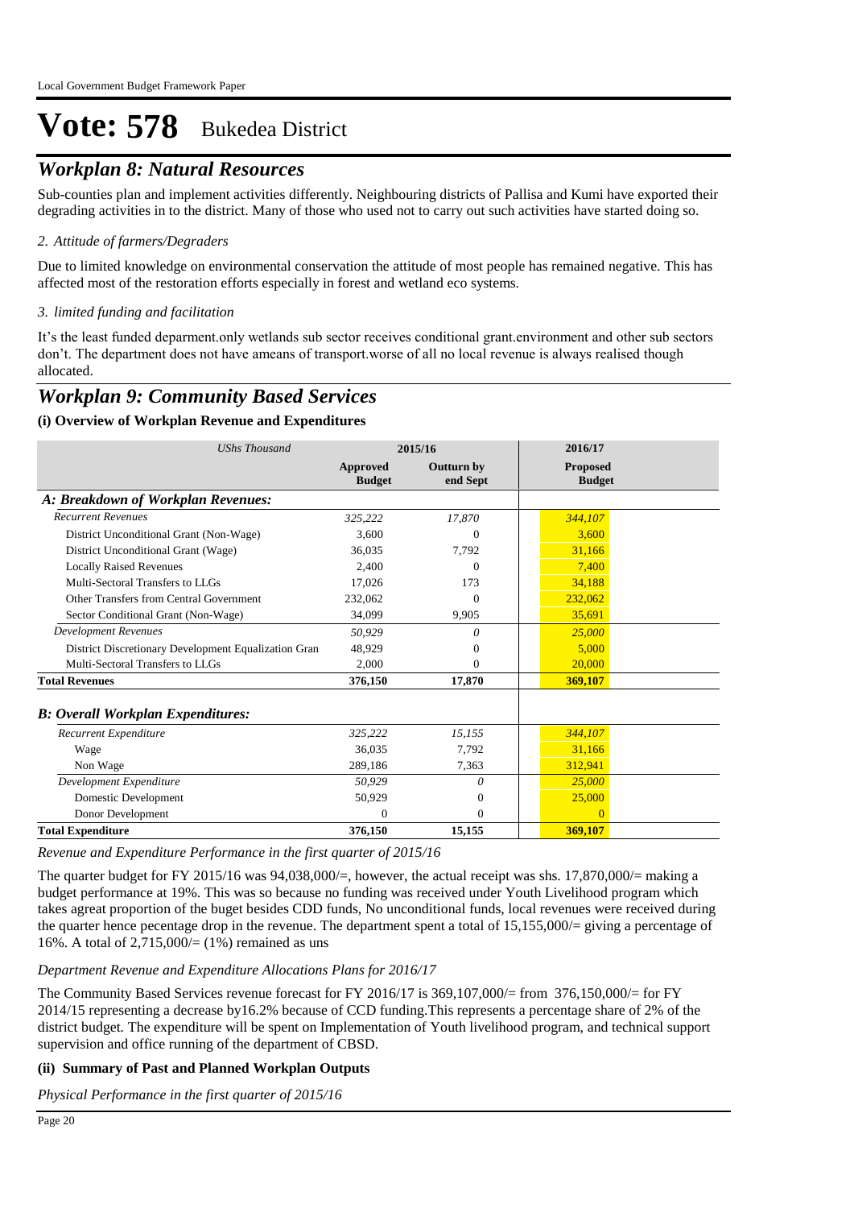# Vote: 578 Bukedea District

## *Workplan 8: Natural Resources*

Sub-counties plan and implement activities differently. Neighbouring districts of Pallisa and Kumi have exported their degrading activities in to the district. Many of those who used not to carry out such activities have started doing so.

*2. Attitude of farmers/Degraders*

Due to limited knowledge on environmental conservation the attitude of most people has remained negative. This has affected most of the restoration efforts especially in forest and wetland eco systems.

*3. limited funding and facilitation*

It's the least funded deparment.only wetlands sub sector receives conditional grant.environment and other sub sectors don't. The department does not have ameans of transport.worse of all no local revenue is always realised though allocated.

## *Workplan 9: Community Based Services*

### (i) Overview of Workplan Revenue and Expenditures

| *UShs Thousand* | 2015/16 | | 2016/17 |
|---|---|---|---|
| | **Approved Budget** | **Outturn by end Sept** | **Proposed Budget** |
| ***A: Breakdown of Workplan Revenues:*** | | | |
| *Recurrent Revenues* | *325,222* | *17,870* | *344,107* |
| District Unconditional Grant (Non-Wage) | 3,600 | 0 | 3,600 |
| District Unconditional Grant (Wage) | 36,035 | 7,792 | 31,166 |
| Locally Raised Revenues | 2,400 | 0 | 7,400 |
| Multi-Sectoral Transfers to LLGs | 17,026 | 173 | 34,188 |
| Other Transfers from Central Government | 232,062 | 0 | 232,062 |
| Sector Conditional Grant (Non-Wage) | 34,099 | 9,905 | 35,691 |
| *Development Revenues* | *50,929* | *0* | *25,000* |
| District Discretionary Development Equalization Gran | 48,929 | 0 | 5,000 |
| Multi-Sectoral Transfers to LLGs | 2,000 | 0 | 20,000 |
| **Total Revenues** | **376,150** | **17,870** | **369,107** |
| ***B: Overall Workplan Expenditures:*** | | | |
| *Recurrent Expenditure* | *325,222* | *15,155* | *344,107* |
| Wage | 36,035 | 7,792 | 31,166 |
| Non Wage | 289,186 | 7,363 | 312,941 |
| *Development Expenditure* | *50,929* | *0* | *25,000* |
| Domestic Development | 50,929 | 0 | 25,000 |
| Donor Development | 0 | 0 | 0 |
| **Total Expenditure** | **376,150** | **15,155** | **369,107** |

*Revenue and Expenditure Performance in the first quarter of 2015/16*

The quarter budget for FY 2015/16 was 94,038,000/=, however, the actual receipt was shs. 17,870,000/= making a budget performance at 19%. This was so because no funding was received under Youth Livelihood program which takes agreat proportion of the buget besides CDD funds, No unconditional funds, local revenues were received during the quarter hence pecentage drop in the revenue. The department spent a total of 15,155,000/= giving a percentage of 16%. A total of 2,715,000/= (1%) remained as uns

*Department Revenue and Expenditure Allocations Plans for 2016/17*

The Community Based Services revenue forecast for FY 2016/17 is 369,107,000/= from 376,150,000/= for FY 2014/15 representing a decrease by16.2% because of CCD funding.This represents a percentage share of 2% of the district budget. The expenditure will be spent on Implementation of Youth livelihood program, and technical support supervision and office running of the department of CBSD.

### (ii) Summary of Past and Planned Workplan Outputs

*Physical Performance in the first quarter of 2015/16*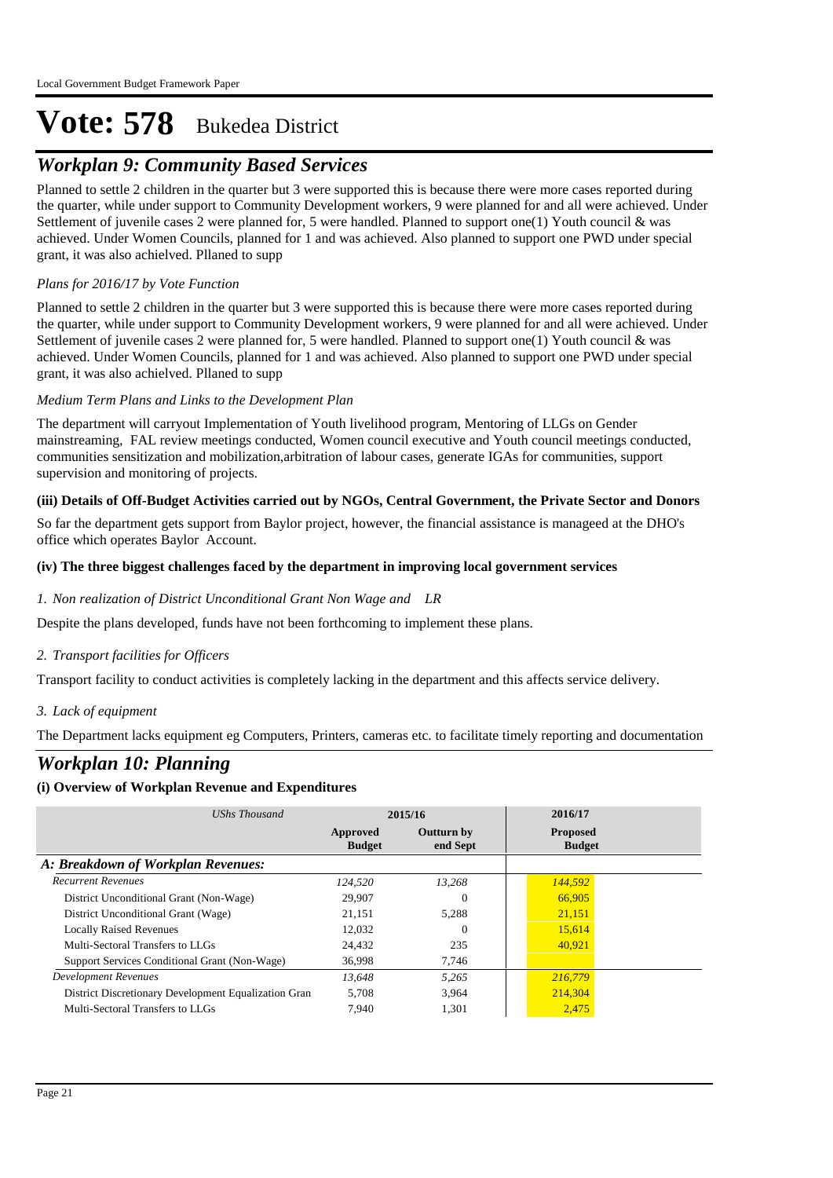# Vote: 578 Bukedea District

## *Workplan 9: Community Based Services*

Planned to settle 2 children in the quarter but 3 were supported this is because there were more cases reported during the quarter, while under support to Community Development workers, 9 were planned for and all were achieved. Under Settlement of juvenile cases 2 were planned for, 5 were handled. Planned to support one(1) Youth council & was achieved. Under Women Councils, planned for 1 and was achieved. Also planned to support one PWD under special grant, it was also achielved. Pllaned to supp

*Plans for 2016/17 by Vote Function*

Planned to settle 2 children in the quarter but 3 were supported this is because there were more cases reported during the quarter, while under support to Community Development workers, 9 were planned for and all were achieved. Under Settlement of juvenile cases 2 were planned for, 5 were handled. Planned to support one(1) Youth council & was achieved. Under Women Councils, planned for 1 and was achieved. Also planned to support one PWD under special grant, it was also achielved. Pllaned to supp

*Medium Term Plans and Links to the Development Plan*

The department will carryout Implementation of Youth livelihood program, Mentoring of LLGs on Gender mainstreaming, FAL review meetings conducted, Women council executive and Youth council meetings conducted, communities sensitization and mobilization,arbitration of labour cases, generate IGAs for communities, support supervision and monitoring of projects.

**(iii) Details of Off-Budget Activities carried out by NGOs, Central Government, the Private Sector and Donors**

So far the department gets support from Baylor project, however, the financial assistance is manageed at the DHO's office which operates Baylor Account.

**(iv) The three biggest challenges faced by the department in improving local government services**

*1. Non realization of District Unconditional Grant Non Wage and LR*

Despite the plans developed, funds have not been forthcoming to implement these plans.

*2. Transport facilities for Officers*

Transport facility to conduct activities is completely lacking in the department and this affects service delivery.

*3. Lack of equipment*

The Department lacks equipment eg Computers, Printers, cameras etc. to facilitate timely reporting and documentation

## *Workplan 10: Planning*

**(i) Overview of Workplan Revenue and Expenditures**

| *UShs Thousand* | 2015/16 | | 2016/17 |
|---|---|---|---|
| | **Approved Budget** | **Outturn by end Sept** | **Proposed Budget** |
| ***A: Breakdown of Workplan Revenues:*** | | | |
| *Recurrent Revenues* | *124,520* | *13,268* | *144,592* |
| District Unconditional Grant (Non-Wage) | 29,907 | 0 | 66,905 |
| District Unconditional Grant (Wage) | 21,151 | 5,288 | 21,151 |
| Locally Raised Revenues | 12,032 | 0 | 15,614 |
| Multi-Sectoral Transfers to LLGs | 24,432 | 235 | 40,921 |
| Support Services Conditional Grant (Non-Wage) | 36,998 | 7,746 | |
| *Development Revenues* | *13,648* | *5,265* | *216,779* |
| District Discretionary Development Equalization Gran | 5,708 | 3,964 | 214,304 |
| Multi-Sectoral Transfers to LLGs | 7,940 | 1,301 | 2,475 |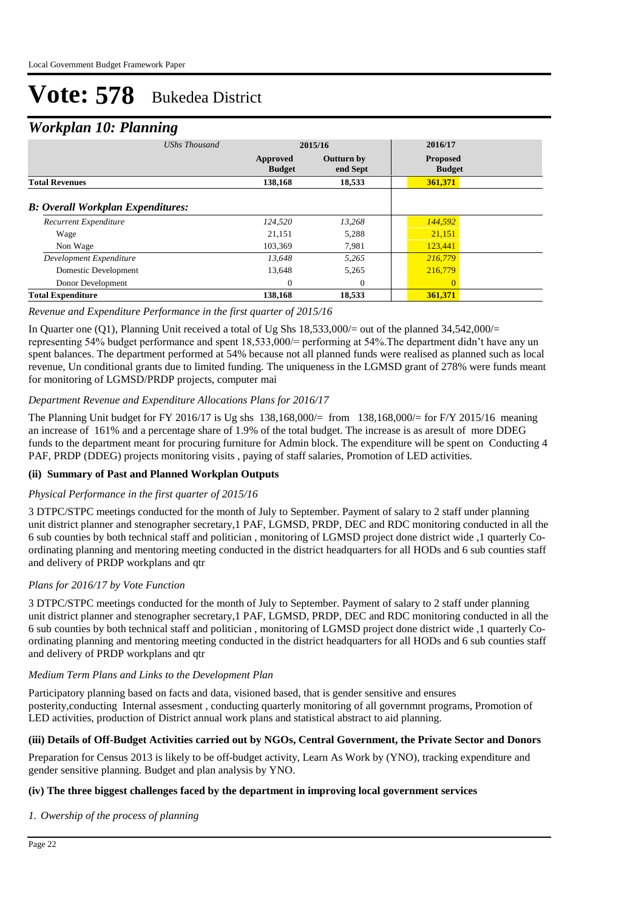# Vote: 578 Bukedea District

## *Workplan 10: Planning*

| *UShs Thousand* | 2015/16 | | 2016/17 |
|---|---|---|---|
| | **Approved Budget** | **Outturn by end Sept** | **Proposed Budget** |
| **Total Revenues** | **138,168** | **18,533** | **361,371** |
| ***B: Overall Workplan Expenditures:*** | | | |
| *Recurrent Expenditure* | *124,520* | *13,268* | *144,592* |
| Wage | 21,151 | 5,288 | 21,151 |
| Non Wage | 103,369 | 7,981 | 123,441 |
| *Development Expenditure* | *13,648* | *5,265* | *216,779* |
| Domestic Development | 13,648 | 5,265 | 216,779 |
| Donor Development | 0 | 0 | 0 |
| **Total Expenditure** | **138,168** | **18,533** | **361,371** |

*Revenue and Expenditure Performance in the first quarter of 2015/16*

In Quarter one (Q1), Planning Unit received a total of Ug Shs 18,533,000/= out of the planned 34,542,000/= representing 54% budget performance and spent 18,533,000/= performing at 54%.The department didn't have any un spent balances. The department performed at 54% because not all planned funds were realised as planned such as local revenue, Un conditional grants due to limited funding. The uniqueness in the LGMSD grant of 278% were funds meant for monitoring of LGMSD/PRDP projects, computer mai

*Department Revenue and Expenditure Allocations Plans for 2016/17*

The Planning Unit budget for FY 2016/17 is Ug shs 138,168,000/= from 138,168,000/= for F/Y 2015/16 meaning an increase of 161% and a percentage share of 1.9% of the total budget. The increase is as aresult of more DDEG funds to the department meant for procuring furniture for Admin block. The expenditure will be spent on Conducting 4 PAF, PRDP (DDEG) projects monitoring visits , paying of staff salaries, Promotion of LED activities.

### (ii) Summary of Past and Planned Workplan Outputs

*Physical Performance in the first quarter of 2015/16*

3 DTPC/STPC meetings conducted for the month of July to September. Payment of salary to 2 staff under planning unit district planner and stenographer secretary,1 PAF, LGMSD, PRDP, DEC and RDC monitoring conducted in all the 6 sub counties by both technical staff and politician , monitoring of LGMSD project done district wide ,1 quarterly Co-ordinating planning and mentoring meeting conducted in the district headquarters for all HODs and 6 sub counties staff and delivery of PRDP workplans and qtr

*Plans for 2016/17 by Vote Function*

3 DTPC/STPC meetings conducted for the month of July to September. Payment of salary to 2 staff under planning unit district planner and stenographer secretary,1 PAF, LGMSD, PRDP, DEC and RDC monitoring conducted in all the 6 sub counties by both technical staff and politician , monitoring of LGMSD project done district wide ,1 quarterly Co-ordinating planning and mentoring meeting conducted in the district headquarters for all HODs and 6 sub counties staff and delivery of PRDP workplans and qtr

*Medium Term Plans and Links to the Development Plan*

Participatory planning based on facts and data, visioned based, that is gender sensitive and ensures posterity,conducting Internal assesment , conducting quarterly monitoring of all governmnt programs, Promotion of LED activities, production of District annual work plans and statistical abstract to aid planning.

### (iii) Details of Off-Budget Activities carried out by NGOs, Central Government, the Private Sector and Donors

Preparation for Census 2013 is likely to be off-budget activity, Learn As Work by (YNO), tracking expenditure and gender sensitive planning. Budget and plan analysis by YNO.

### (iv) The three biggest challenges faced by the department in improving local government services

*1. Owership of the process of planning*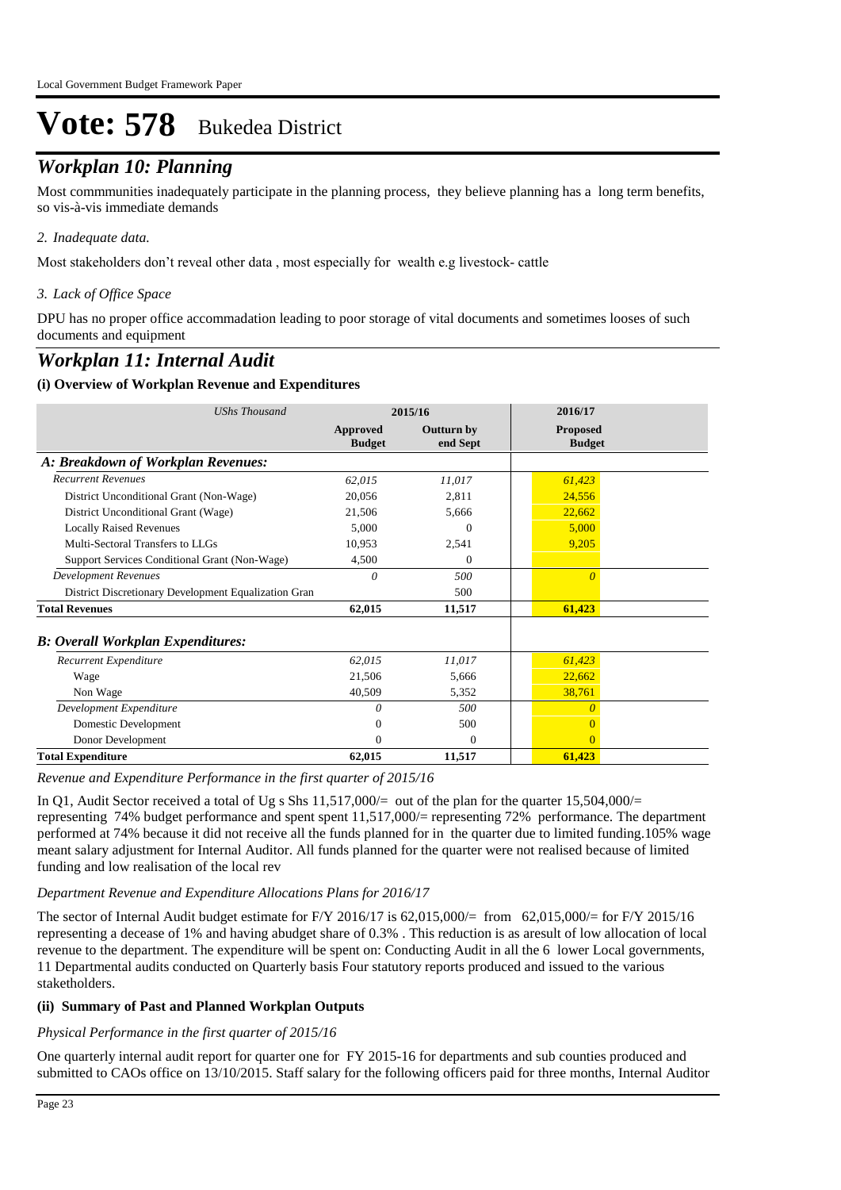# Vote: 578 Bukedea District

## Workplan 10: Planning

Most commmunities inadequately participate in the planning process, they believe planning has a long term benefits, so vis-à-vis immediate demands

*2. Inadequate data.*

Most stakeholders don't reveal other data , most especially for wealth e.g livestock- cattle

*3. Lack of Office Space*

DPU has no proper office accommadation leading to poor storage of vital documents and sometimes looses of such documents and equipment

## Workplan 11: Internal Audit

### (i) Overview of Workplan Revenue and Expenditures

| *UShs Thousand* | 2015/16 | | 2016/17 |
|---|---|---|---|
| | **Approved Budget** | **Outturn by end Sept** | **Proposed Budget** |
| ***A: Breakdown of Workplan Revenues:*** | | | |
| *Recurrent Revenues* | *62,015* | *11,017* | *61,423* |
| District Unconditional Grant (Non-Wage) | 20,056 | 2,811 | 24,556 |
| District Unconditional Grant (Wage) | 21,506 | 5,666 | 22,662 |
| Locally Raised Revenues | 5,000 | 0 | 5,000 |
| Multi-Sectoral Transfers to LLGs | 10,953 | 2,541 | 9,205 |
| Support Services Conditional Grant (Non-Wage) | 4,500 | 0 | |
| *Development Revenues* | *0* | *500* | *0* |
| District Discretionary Development Equalization Gran | | 500 | |
| **Total Revenues** | **62,015** | **11,517** | **61,423** |
| ***B: Overall Workplan Expenditures:*** | | | |
| *Recurrent Expenditure* | *62,015* | *11,017* | *61,423* |
| Wage | 21,506 | 5,666 | 22,662 |
| Non Wage | 40,509 | 5,352 | 38,761 |
| *Development Expenditure* | *0* | *500* | *0* |
| Domestic Development | 0 | 500 | 0 |
| Donor Development | 0 | 0 | 0 |
| **Total Expenditure** | **62,015** | **11,517** | **61,423** |

*Revenue and Expenditure Performance in the first quarter of 2015/16*

In Q1, Audit Sector received a total of Ug s Shs 11,517,000/= out of the plan for the quarter 15,504,000/= representing 74% budget performance and spent spent 11,517,000/= representing 72% performance. The department performed at 74% because it did not receive all the funds planned for in the quarter due to limited funding.105% wage meant salary adjustment for Internal Auditor. All funds planned for the quarter were not realised because of limited funding and low realisation of the local rev

*Department Revenue and Expenditure Allocations Plans for 2016/17*

The sector of Internal Audit budget estimate for F/Y 2016/17 is 62,015,000/= from 62,015,000/= for F/Y 2015/16 representing a decease of 1% and having abudget share of 0.3% . This reduction is as aresult of low allocation of local revenue to the department. The expenditure will be spent on: Conducting Audit in all the 6 lower Local governments, 11 Departmental audits conducted on Quarterly basis Four statutory reports produced and issued to the various staketholders.

### (ii) Summary of Past and Planned Workplan Outputs

*Physical Performance in the first quarter of 2015/16*

One quarterly internal audit report for quarter one for FY 2015-16 for departments and sub counties produced and submitted to CAOs office on 13/10/2015. Staff salary for the following officers paid for three months, Internal Auditor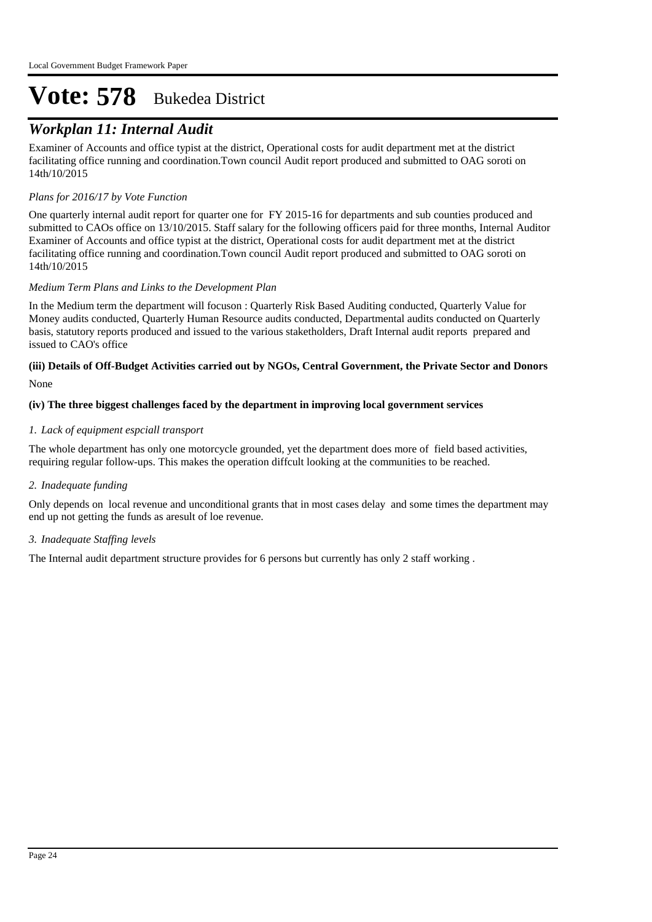# Vote: 578 Bukedea District

## *Workplan 11: Internal Audit*

Examiner of Accounts and office typist at the district, Operational costs for audit department met at the district facilitating office running and coordination.Town council Audit report produced and submitted to OAG soroti on 14th/10/2015

*Plans for 2016/17 by Vote Function*

One quarterly internal audit report for quarter one for FY 2015-16 for departments and sub counties produced and submitted to CAOs office on 13/10/2015. Staff salary for the following officers paid for three months, Internal Auditor Examiner of Accounts and office typist at the district, Operational costs for audit department met at the district facilitating office running and coordination.Town council Audit report produced and submitted to OAG soroti on 14th/10/2015

*Medium Term Plans and Links to the Development Plan*

In the Medium term the department will focuson : Quarterly Risk Based Auditing conducted, Quarterly Value for Money audits conducted, Quarterly Human Resource audits conducted, Departmental audits conducted on Quarterly basis, statutory reports produced and issued to the various staketholders, Draft Internal audit reports prepared and issued to CAO's office

**(iii) Details of Off-Budget Activities carried out by NGOs, Central Government, the Private Sector and Donors**

None

**(iv) The three biggest challenges faced by the department in improving local government services**

*1. Lack of equipment espciall transport*

The whole department has only one motorcycle grounded, yet the department does more of field based activities, requiring regular follow-ups. This makes the operation diffcult looking at the communities to be reached.

*2. Inadequate funding*

Only depends on local revenue and unconditional grants that in most cases delay and some times the department may end up not getting the funds as aresult of loe revenue.

*3. Inadequate Staffing levels*

The Internal audit department structure provides for 6 persons but currently has only 2 staff working .